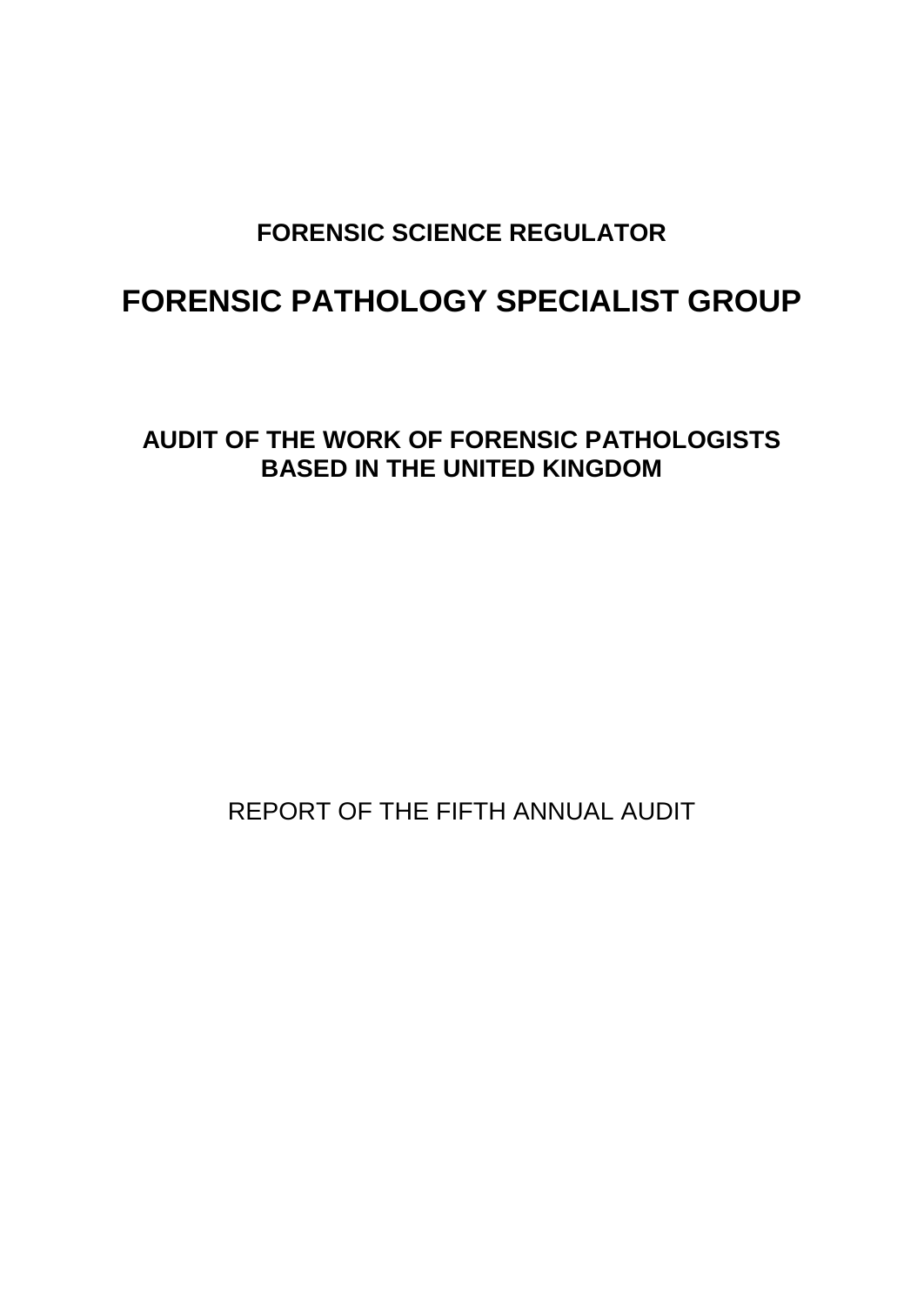# FORENSIC SCIENCE REGULATOR

# FORENSIC PATHOLOGY SPECIALIST GROUP

## AUDIT OF THE WORK OF FORENSIC PATHOLOGISTS BASED IN THE UNITED KINGDOM

REPORT OF THE FIFTH ANNUAL AUDIT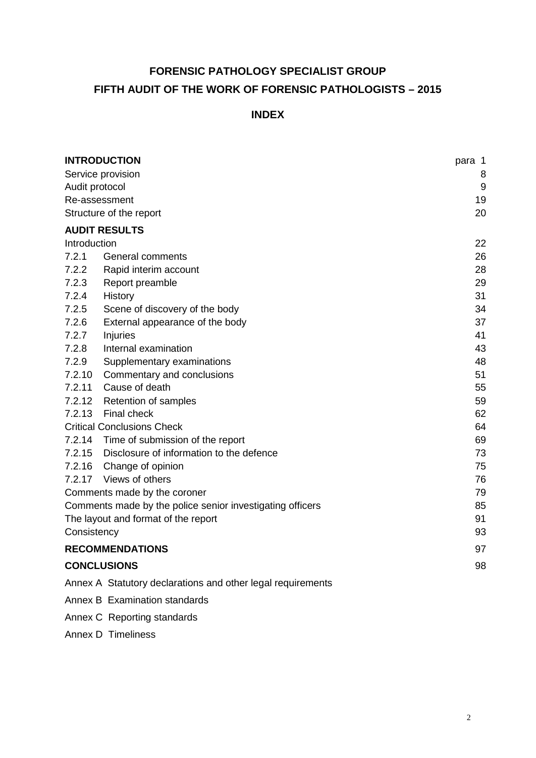# FORENSIC PATHOLOGY SPECIALIST GROUP

# FIFTH AUDIT OF THE WORK OF FORENSIC PATHOLOGISTS – 2015

## INDEX

| | | |
|---|---|---|
| **INTRODUCTION** | | para 1 |
| Service provision | | 8 |
| Audit protocol | | 9 |
| Re-assessment | | 19 |
| Structure of the report | | 20 |
| **AUDIT RESULTS** | | |
| Introduction | | 22 |
| 7.2.1 | General comments | 26 |
| 7.2.2 | Rapid interim account | 28 |
| 7.2.3 | Report preamble | 29 |
| 7.2.4 | History | 31 |
| 7.2.5 | Scene of discovery of the body | 34 |
| 7.2.6 | External appearance of the body | 37 |
| 7.2.7 | Injuries | 41 |
| 7.2.8 | Internal examination | 43 |
| 7.2.9 | Supplementary examinations | 48 |
| 7.2.10 | Commentary and conclusions | 51 |
| 7.2.11 | Cause of death | 55 |
| 7.2.12 | Retention of samples | 59 |
| 7.2.13 | Final check | 62 |
| Critical Conclusions Check | | 64 |
| 7.2.14 | Time of submission of the report | 69 |
| 7.2.15 | Disclosure of information to the defence | 73 |
| 7.2.16 | Change of opinion | 75 |
| 7.2.17 | Views of others | 76 |
| Comments made by the coroner | | 79 |
| Comments made by the police senior investigating officers | | 85 |
| The layout and format of the report | | 91 |
| Consistency | | 93 |
| **RECOMMENDATIONS** | | 97 |
| **CONCLUSIONS** | | 98 |

Annex A Statutory declarations and other legal requirements

Annex B Examination standards

Annex C Reporting standards

Annex D Timeliness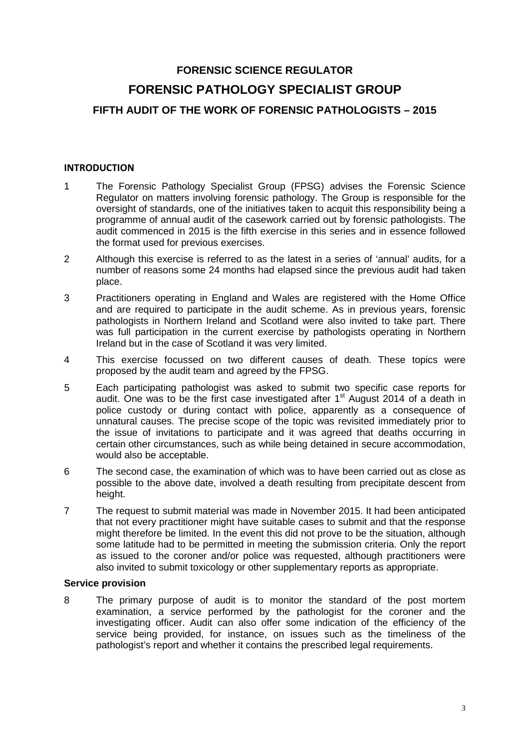# FORENSIC SCIENCE REGULATOR

# FORENSIC PATHOLOGY SPECIALIST GROUP

## FIFTH AUDIT OF THE WORK OF FORENSIC PATHOLOGISTS – 2015

### INTRODUCTION

1 The Forensic Pathology Specialist Group (FPSG) advises the Forensic Science Regulator on matters involving forensic pathology. The Group is responsible for the oversight of standards, one of the initiatives taken to acquit this responsibility being a programme of annual audit of the casework carried out by forensic pathologists. The audit commenced in 2015 is the fifth exercise in this series and in essence followed the format used for previous exercises.

2 Although this exercise is referred to as the latest in a series of 'annual' audits, for a number of reasons some 24 months had elapsed since the previous audit had taken place.

3 Practitioners operating in England and Wales are registered with the Home Office and are required to participate in the audit scheme. As in previous years, forensic pathologists in Northern Ireland and Scotland were also invited to take part. There was full participation in the current exercise by pathologists operating in Northern Ireland but in the case of Scotland it was very limited.

4 This exercise focussed on two different causes of death. These topics were proposed by the audit team and agreed by the FPSG.

5 Each participating pathologist was asked to submit two specific case reports for audit. One was to be the first case investigated after 1st August 2014 of a death in police custody or during contact with police, apparently as a consequence of unnatural causes. The precise scope of the topic was revisited immediately prior to the issue of invitations to participate and it was agreed that deaths occurring in certain other circumstances, such as while being detained in secure accommodation, would also be acceptable.

6 The second case, the examination of which was to have been carried out as close as possible to the above date, involved a death resulting from precipitate descent from height.

7 The request to submit material was made in November 2015. It had been anticipated that not every practitioner might have suitable cases to submit and that the response might therefore be limited. In the event this did not prove to be the situation, although some latitude had to be permitted in meeting the submission criteria. Only the report as issued to the coroner and/or police was requested, although practitioners were also invited to submit toxicology or other supplementary reports as appropriate.

### Service provision

8 The primary purpose of audit is to monitor the standard of the post mortem examination, a service performed by the pathologist for the coroner and the investigating officer. Audit can also offer some indication of the efficiency of the service being provided, for instance, on issues such as the timeliness of the pathologist's report and whether it contains the prescribed legal requirements.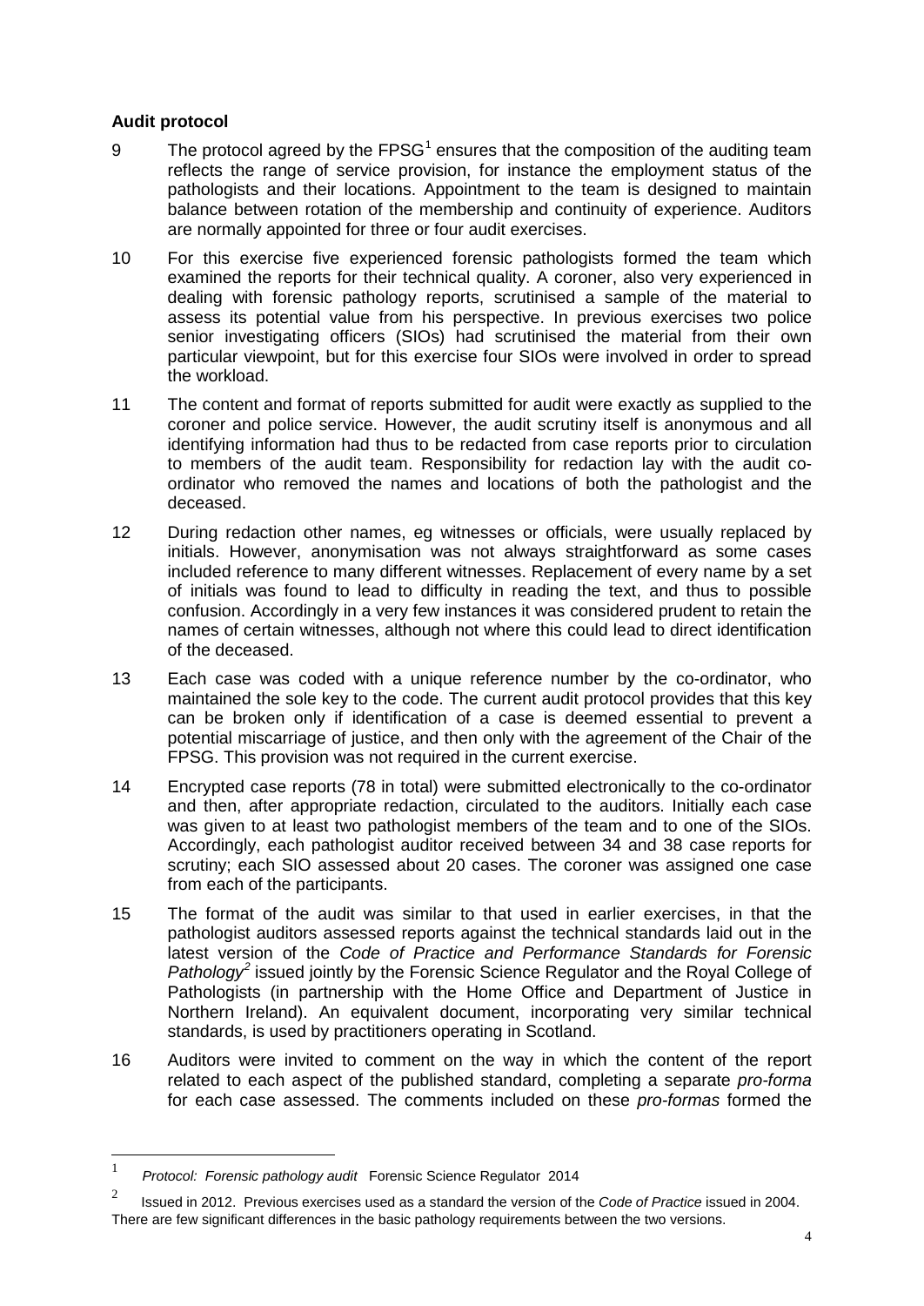**Audit protocol**

9 The protocol agreed by the FPSG[1] ensures that the composition of the auditing team reflects the range of service provision, for instance the employment status of the pathologists and their locations. Appointment to the team is designed to maintain balance between rotation of the membership and continuity of experience. Auditors are normally appointed for three or four audit exercises.

10 For this exercise five experienced forensic pathologists formed the team which examined the reports for their technical quality. A coroner, also very experienced in dealing with forensic pathology reports, scrutinised a sample of the material to assess its potential value from his perspective. In previous exercises two police senior investigating officers (SIOs) had scrutinised the material from their own particular viewpoint, but for this exercise four SIOs were involved in order to spread the workload.

11 The content and format of reports submitted for audit were exactly as supplied to the coroner and police service. However, the audit scrutiny itself is anonymous and all identifying information had thus to be redacted from case reports prior to circulation to members of the audit team. Responsibility for redaction lay with the audit co-ordinator who removed the names and locations of both the pathologist and the deceased.

12 During redaction other names, eg witnesses or officials, were usually replaced by initials. However, anonymisation was not always straightforward as some cases included reference to many different witnesses. Replacement of every name by a set of initials was found to lead to difficulty in reading the text, and thus to possible confusion. Accordingly in a very few instances it was considered prudent to retain the names of certain witnesses, although not where this could lead to direct identification of the deceased.

13 Each case was coded with a unique reference number by the co-ordinator, who maintained the sole key to the code. The current audit protocol provides that this key can be broken only if identification of a case is deemed essential to prevent a potential miscarriage of justice, and then only with the agreement of the Chair of the FPSG. This provision was not required in the current exercise.

14 Encrypted case reports (78 in total) were submitted electronically to the co-ordinator and then, after appropriate redaction, circulated to the auditors. Initially each case was given to at least two pathologist members of the team and to one of the SIOs. Accordingly, each pathologist auditor received between 34 and 38 case reports for scrutiny; each SIO assessed about 20 cases. The coroner was assigned one case from each of the participants.

15 The format of the audit was similar to that used in earlier exercises, in that the pathologist auditors assessed reports against the technical standards laid out in the latest version of the *Code of Practice and Performance Standards for Forensic Pathology*[2] issued jointly by the Forensic Science Regulator and the Royal College of Pathologists (in partnership with the Home Office and Department of Justice in Northern Ireland). An equivalent document, incorporating very similar technical standards, is used by practitioners operating in Scotland.

16 Auditors were invited to comment on the way in which the content of the report related to each aspect of the published standard, completing a separate *pro-forma* for each case assessed. The comments included on these *pro-formas* formed the

---

[1] *Protocol: Forensic pathology audit* Forensic Science Regulator 2014

[2] Issued in 2012. Previous exercises used as a standard the version of the *Code of Practice* issued in 2004. There are few significant differences in the basic pathology requirements between the two versions.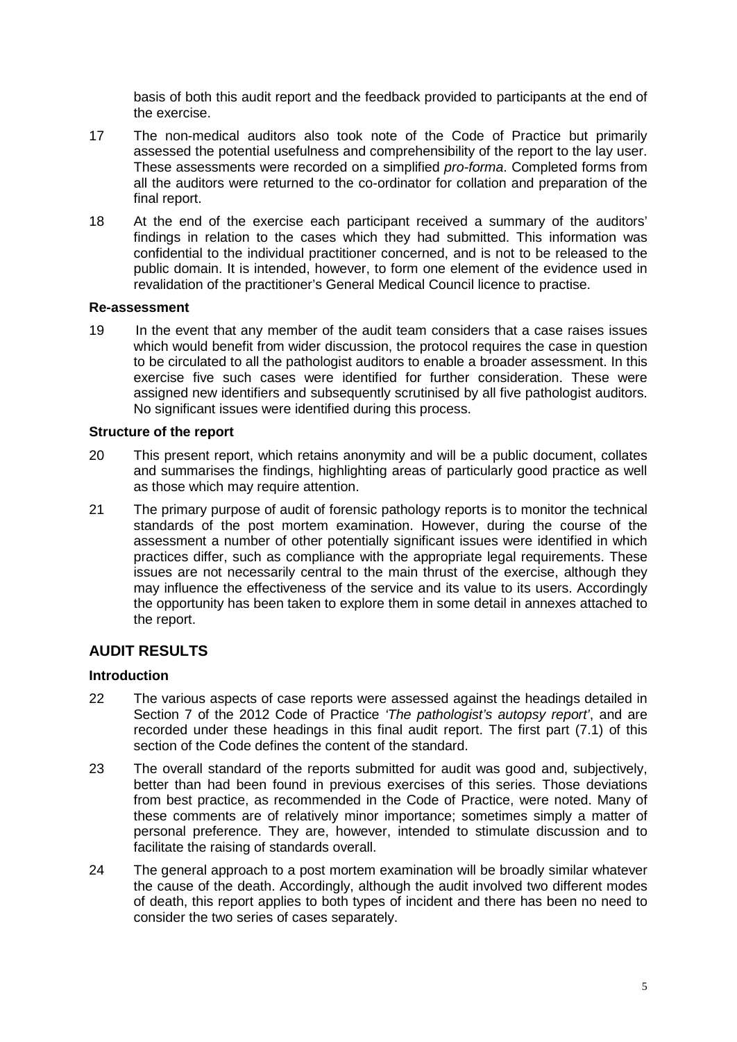basis of both this audit report and the feedback provided to participants at the end of the exercise.

17 The non-medical auditors also took note of the Code of Practice but primarily assessed the potential usefulness and comprehensibility of the report to the lay user. These assessments were recorded on a simplified *pro-forma*. Completed forms from all the auditors were returned to the co-ordinator for collation and preparation of the final report.

18 At the end of the exercise each participant received a summary of the auditors' findings in relation to the cases which they had submitted. This information was confidential to the individual practitioner concerned, and is not to be released to the public domain. It is intended, however, to form one element of the evidence used in revalidation of the practitioner's General Medical Council licence to practise.

### Re-assessment

19 In the event that any member of the audit team considers that a case raises issues which would benefit from wider discussion, the protocol requires the case in question to be circulated to all the pathologist auditors to enable a broader assessment. In this exercise five such cases were identified for further consideration. These were assigned new identifiers and subsequently scrutinised by all five pathologist auditors. No significant issues were identified during this process.

### Structure of the report

20 This present report, which retains anonymity and will be a public document, collates and summarises the findings, highlighting areas of particularly good practice as well as those which may require attention.

21 The primary purpose of audit of forensic pathology reports is to monitor the technical standards of the post mortem examination. However, during the course of the assessment a number of other potentially significant issues were identified in which practices differ, such as compliance with the appropriate legal requirements. These issues are not necessarily central to the main thrust of the exercise, although they may influence the effectiveness of the service and its value to its users. Accordingly the opportunity has been taken to explore them in some detail in annexes attached to the report.

## AUDIT RESULTS

### Introduction

22 The various aspects of case reports were assessed against the headings detailed in Section 7 of the 2012 Code of Practice *'The pathologist's autopsy report'*, and are recorded under these headings in this final audit report. The first part (7.1) of this section of the Code defines the content of the standard.

23 The overall standard of the reports submitted for audit was good and, subjectively, better than had been found in previous exercises of this series. Those deviations from best practice, as recommended in the Code of Practice, were noted. Many of these comments are of relatively minor importance; sometimes simply a matter of personal preference. They are, however, intended to stimulate discussion and to facilitate the raising of standards overall.

24 The general approach to a post mortem examination will be broadly similar whatever the cause of the death. Accordingly, although the audit involved two different modes of death, this report applies to both types of incident and there has been no need to consider the two series of cases separately.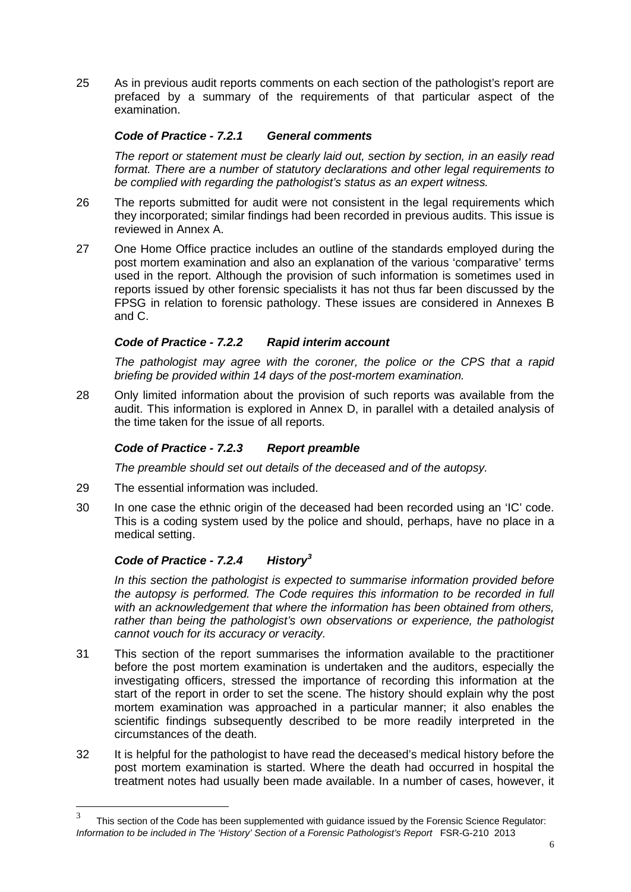25 As in previous audit reports comments on each section of the pathologist's report are prefaced by a summary of the requirements of that particular aspect of the examination.

### *Code of Practice - 7.2.1 General comments*

*The report or statement must be clearly laid out, section by section, in an easily read format. There are a number of statutory declarations and other legal requirements to be complied with regarding the pathologist's status as an expert witness.*

26 The reports submitted for audit were not consistent in the legal requirements which they incorporated; similar findings had been recorded in previous audits. This issue is reviewed in Annex A.

27 One Home Office practice includes an outline of the standards employed during the post mortem examination and also an explanation of the various 'comparative' terms used in the report. Although the provision of such information is sometimes used in reports issued by other forensic specialists it has not thus far been discussed by the FPSG in relation to forensic pathology. These issues are considered in Annexes B and C.

### *Code of Practice - 7.2.2 Rapid interim account*

*The pathologist may agree with the coroner, the police or the CPS that a rapid briefing be provided within 14 days of the post-mortem examination.*

28 Only limited information about the provision of such reports was available from the audit. This information is explored in Annex D, in parallel with a detailed analysis of the time taken for the issue of all reports.

### *Code of Practice - 7.2.3 Report preamble*

*The preamble should set out details of the deceased and of the autopsy.*

29 The essential information was included.

30 In one case the ethnic origin of the deceased had been recorded using an 'IC' code. This is a coding system used by the police and should, perhaps, have no place in a medical setting.

### *Code of Practice - 7.2.4 History*[3]

*In this section the pathologist is expected to summarise information provided before the autopsy is performed. The Code requires this information to be recorded in full with an acknowledgement that where the information has been obtained from others, rather than being the pathologist's own observations or experience, the pathologist cannot vouch for its accuracy or veracity.*

31 This section of the report summarises the information available to the practitioner before the post mortem examination is undertaken and the auditors, especially the investigating officers, stressed the importance of recording this information at the start of the report in order to set the scene. The history should explain why the post mortem examination was approached in a particular manner; it also enables the scientific findings subsequently described to be more readily interpreted in the circumstances of the death.

32 It is helpful for the pathologist to have read the deceased's medical history before the post mortem examination is started. Where the death had occurred in hospital the treatment notes had usually been made available. In a number of cases, however, it

---

[3] This section of the Code has been supplemented with guidance issued by the Forensic Science Regulator: *Information to be included in The 'History' Section of a Forensic Pathologist's Report* FSR-G-210 2013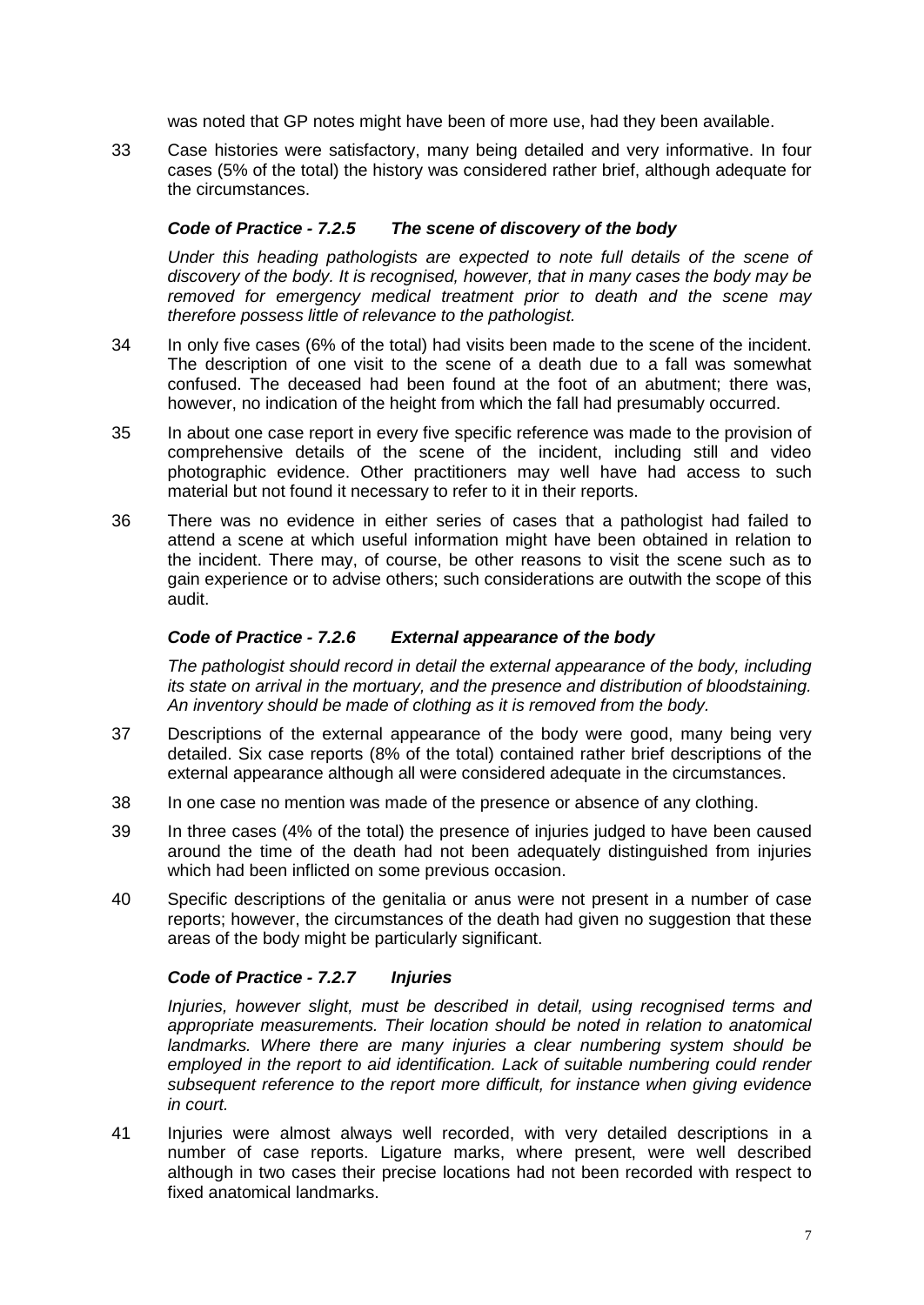was noted that GP notes might have been of more use, had they been available.

33 Case histories were satisfactory, many being detailed and very informative. In four cases (5% of the total) the history was considered rather brief, although adequate for the circumstances.

### *Code of Practice - 7.2.5 The scene of discovery of the body*

*Under this heading pathologists are expected to note full details of the scene of discovery of the body. It is recognised, however, that in many cases the body may be removed for emergency medical treatment prior to death and the scene may therefore possess little of relevance to the pathologist.*

34 In only five cases (6% of the total) had visits been made to the scene of the incident. The description of one visit to the scene of a death due to a fall was somewhat confused. The deceased had been found at the foot of an abutment; there was, however, no indication of the height from which the fall had presumably occurred.

35 In about one case report in every five specific reference was made to the provision of comprehensive details of the scene of the incident, including still and video photographic evidence. Other practitioners may well have had access to such material but not found it necessary to refer to it in their reports.

36 There was no evidence in either series of cases that a pathologist had failed to attend a scene at which useful information might have been obtained in relation to the incident. There may, of course, be other reasons to visit the scene such as to gain experience or to advise others; such considerations are outwith the scope of this audit.

### *Code of Practice - 7.2.6 External appearance of the body*

*The pathologist should record in detail the external appearance of the body, including its state on arrival in the mortuary, and the presence and distribution of bloodstaining. An inventory should be made of clothing as it is removed from the body.*

37 Descriptions of the external appearance of the body were good, many being very detailed. Six case reports (8% of the total) contained rather brief descriptions of the external appearance although all were considered adequate in the circumstances.

38 In one case no mention was made of the presence or absence of any clothing.

39 In three cases (4% of the total) the presence of injuries judged to have been caused around the time of the death had not been adequately distinguished from injuries which had been inflicted on some previous occasion.

40 Specific descriptions of the genitalia or anus were not present in a number of case reports; however, the circumstances of the death had given no suggestion that these areas of the body might be particularly significant.

### *Code of Practice - 7.2.7 Injuries*

*Injuries, however slight, must be described in detail, using recognised terms and appropriate measurements. Their location should be noted in relation to anatomical landmarks. Where there are many injuries a clear numbering system should be employed in the report to aid identification. Lack of suitable numbering could render subsequent reference to the report more difficult, for instance when giving evidence in court.*

41 Injuries were almost always well recorded, with very detailed descriptions in a number of case reports. Ligature marks, where present, were well described although in two cases their precise locations had not been recorded with respect to fixed anatomical landmarks.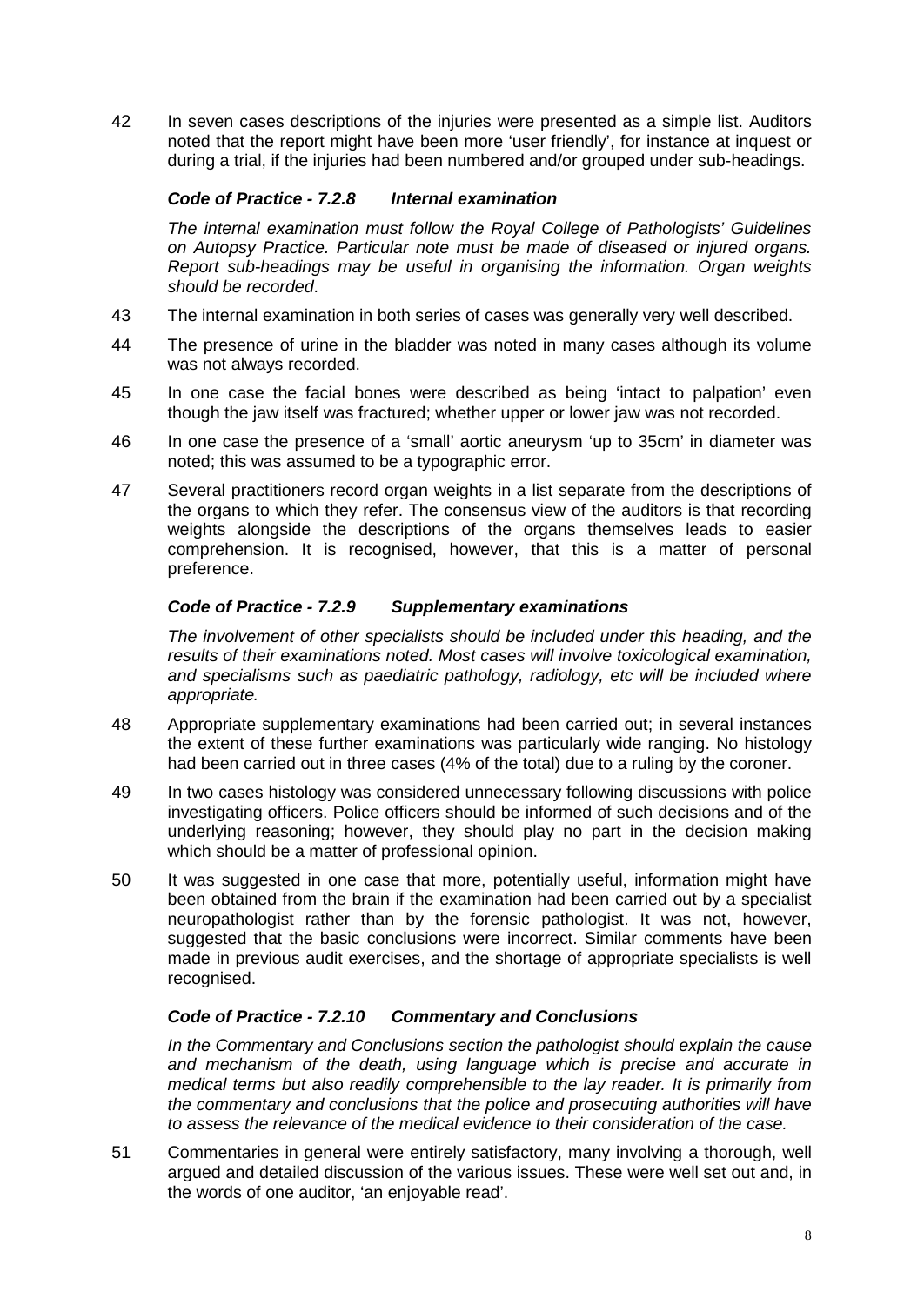42 In seven cases descriptions of the injuries were presented as a simple list. Auditors noted that the report might have been more 'user friendly', for instance at inquest or during a trial, if the injuries had been numbered and/or grouped under sub-headings.

### *Code of Practice - 7.2.8 Internal examination*

*The internal examination must follow the Royal College of Pathologists' Guidelines on Autopsy Practice. Particular note must be made of diseased or injured organs. Report sub-headings may be useful in organising the information. Organ weights should be recorded.*

43 The internal examination in both series of cases was generally very well described.

44 The presence of urine in the bladder was noted in many cases although its volume was not always recorded.

45 In one case the facial bones were described as being 'intact to palpation' even though the jaw itself was fractured; whether upper or lower jaw was not recorded.

46 In one case the presence of a 'small' aortic aneurysm 'up to 35cm' in diameter was noted; this was assumed to be a typographic error.

47 Several practitioners record organ weights in a list separate from the descriptions of the organs to which they refer. The consensus view of the auditors is that recording weights alongside the descriptions of the organs themselves leads to easier comprehension. It is recognised, however, that this is a matter of personal preference.

### *Code of Practice - 7.2.9 Supplementary examinations*

*The involvement of other specialists should be included under this heading, and the results of their examinations noted. Most cases will involve toxicological examination, and specialisms such as paediatric pathology, radiology, etc will be included where appropriate.*

48 Appropriate supplementary examinations had been carried out; in several instances the extent of these further examinations was particularly wide ranging. No histology had been carried out in three cases (4% of the total) due to a ruling by the coroner.

49 In two cases histology was considered unnecessary following discussions with police investigating officers. Police officers should be informed of such decisions and of the underlying reasoning; however, they should play no part in the decision making which should be a matter of professional opinion.

50 It was suggested in one case that more, potentially useful, information might have been obtained from the brain if the examination had been carried out by a specialist neuropathologist rather than by the forensic pathologist. It was not, however, suggested that the basic conclusions were incorrect. Similar comments have been made in previous audit exercises, and the shortage of appropriate specialists is well recognised.

### *Code of Practice - 7.2.10 Commentary and Conclusions*

*In the Commentary and Conclusions section the pathologist should explain the cause and mechanism of the death, using language which is precise and accurate in medical terms but also readily comprehensible to the lay reader. It is primarily from the commentary and conclusions that the police and prosecuting authorities will have to assess the relevance of the medical evidence to their consideration of the case.*

51 Commentaries in general were entirely satisfactory, many involving a thorough, well argued and detailed discussion of the various issues. These were well set out and, in the words of one auditor, 'an enjoyable read'.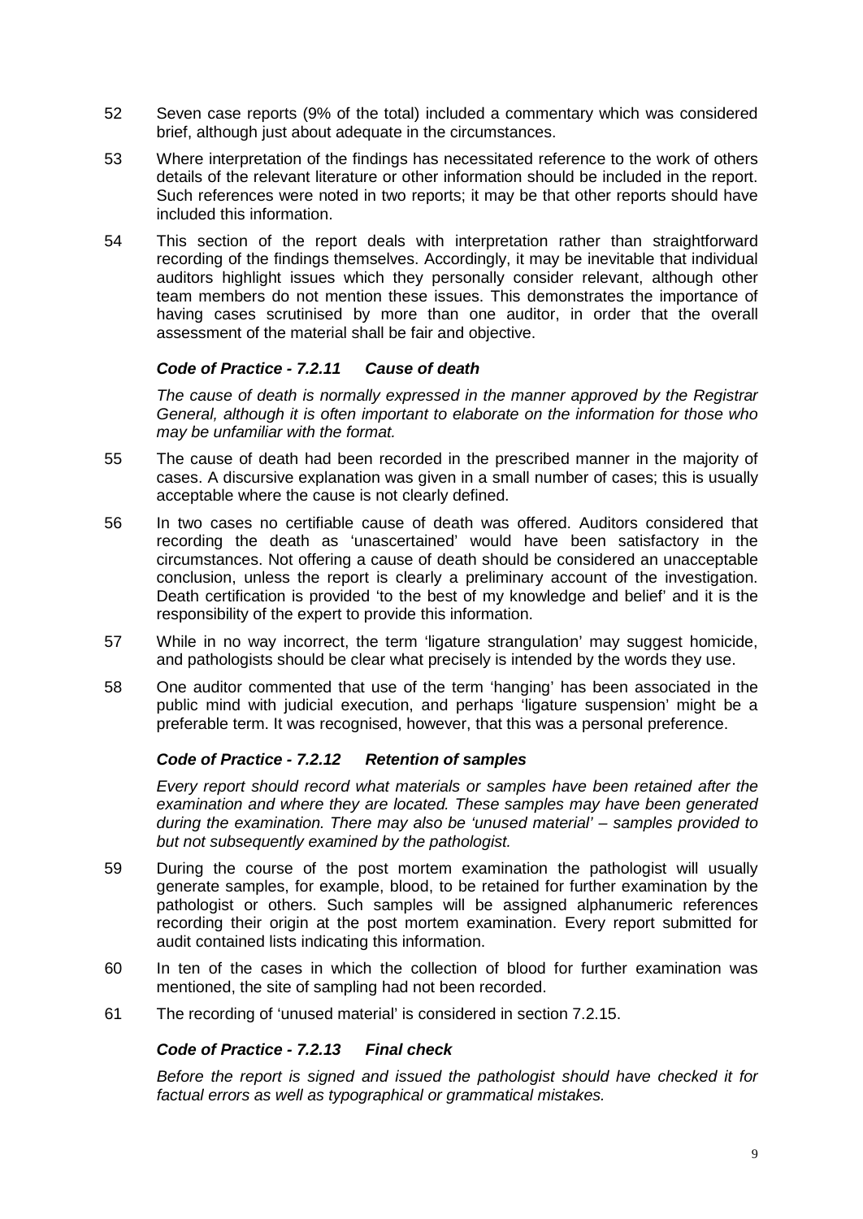52 Seven case reports (9% of the total) included a commentary which was considered brief, although just about adequate in the circumstances.

53 Where interpretation of the findings has necessitated reference to the work of others details of the relevant literature or other information should be included in the report. Such references were noted in two reports; it may be that other reports should have included this information.

54 This section of the report deals with interpretation rather than straightforward recording of the findings themselves. Accordingly, it may be inevitable that individual auditors highlight issues which they personally consider relevant, although other team members do not mention these issues. This demonstrates the importance of having cases scrutinised by more than one auditor, in order that the overall assessment of the material shall be fair and objective.

### *Code of Practice - 7.2.11 Cause of death*

*The cause of death is normally expressed in the manner approved by the Registrar General, although it is often important to elaborate on the information for those who may be unfamiliar with the format.*

55 The cause of death had been recorded in the prescribed manner in the majority of cases. A discursive explanation was given in a small number of cases; this is usually acceptable where the cause is not clearly defined.

56 In two cases no certifiable cause of death was offered. Auditors considered that recording the death as 'unascertained' would have been satisfactory in the circumstances. Not offering a cause of death should be considered an unacceptable conclusion, unless the report is clearly a preliminary account of the investigation. Death certification is provided 'to the best of my knowledge and belief' and it is the responsibility of the expert to provide this information.

57 While in no way incorrect, the term 'ligature strangulation' may suggest homicide, and pathologists should be clear what precisely is intended by the words they use.

58 One auditor commented that use of the term 'hanging' has been associated in the public mind with judicial execution, and perhaps 'ligature suspension' might be a preferable term. It was recognised, however, that this was a personal preference.

### *Code of Practice - 7.2.12 Retention of samples*

*Every report should record what materials or samples have been retained after the examination and where they are located. These samples may have been generated during the examination. There may also be 'unused material' – samples provided to but not subsequently examined by the pathologist.*

59 During the course of the post mortem examination the pathologist will usually generate samples, for example, blood, to be retained for further examination by the pathologist or others. Such samples will be assigned alphanumeric references recording their origin at the post mortem examination. Every report submitted for audit contained lists indicating this information.

60 In ten of the cases in which the collection of blood for further examination was mentioned, the site of sampling had not been recorded.

61 The recording of 'unused material' is considered in section 7.2.15.

### *Code of Practice - 7.2.13 Final check*

*Before the report is signed and issued the pathologist should have checked it for factual errors as well as typographical or grammatical mistakes.*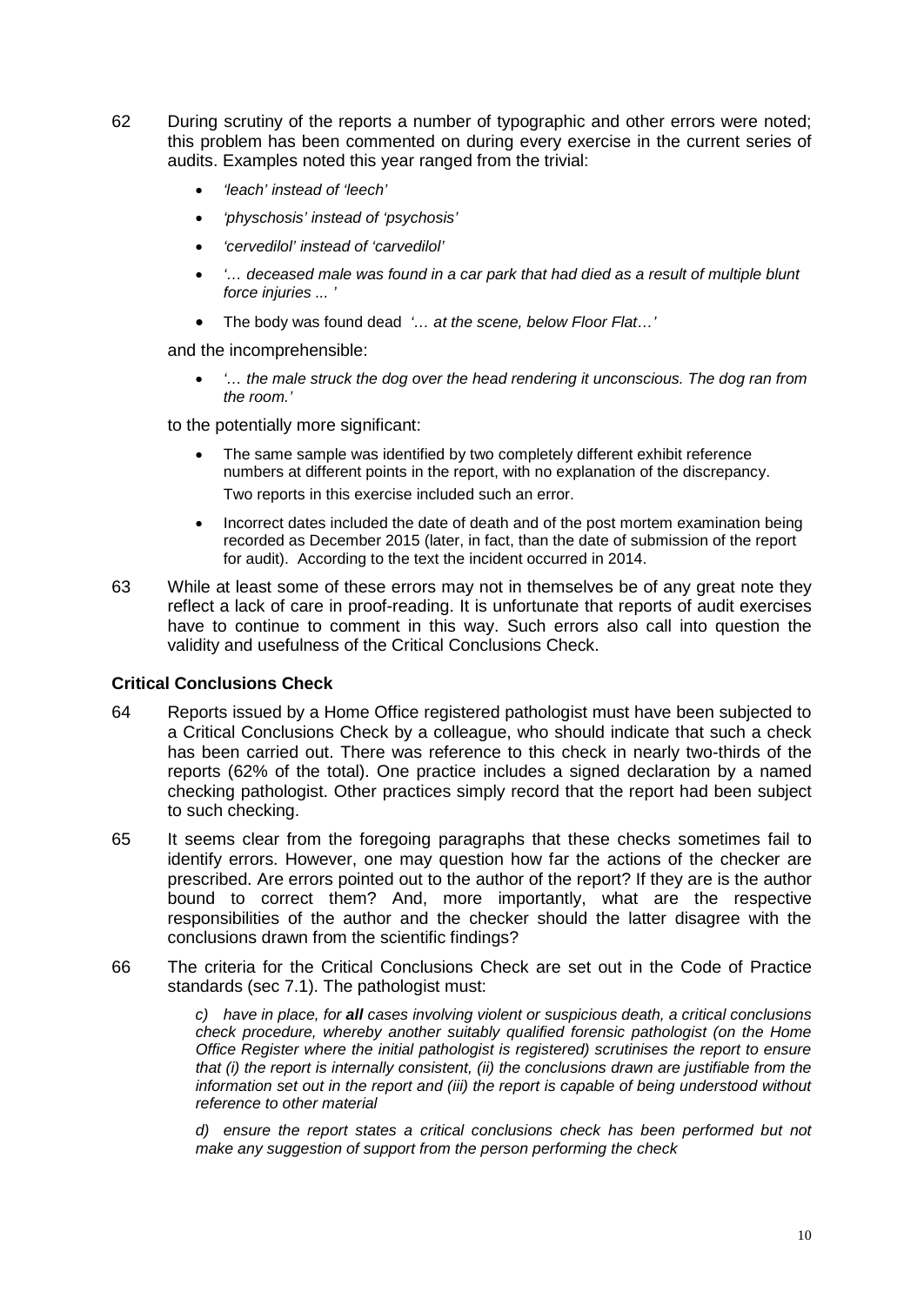62 During scrutiny of the reports a number of typographic and other errors were noted; this problem has been commented on during every exercise in the current series of audits. Examples noted this year ranged from the trivial:

- *'leach' instead of 'leech'*
- *'physchosis' instead of 'psychosis'*
- *'cervedilol' instead of 'carvedilol'*
- *'… deceased male was found in a car park that had died as a result of multiple blunt force injuries ... '*
- The body was found dead *'… at the scene, below Floor Flat…'*

and the incomprehensible:

- *'… the male struck the dog over the head rendering it unconscious. The dog ran from the room.'*

to the potentially more significant:

- The same sample was identified by two completely different exhibit reference numbers at different points in the report, with no explanation of the discrepancy. Two reports in this exercise included such an error.
- Incorrect dates included the date of death and of the post mortem examination being recorded as December 2015 (later, in fact, than the date of submission of the report for audit). According to the text the incident occurred in 2014.

63 While at least some of these errors may not in themselves be of any great note they reflect a lack of care in proof-reading. It is unfortunate that reports of audit exercises have to continue to comment in this way. Such errors also call into question the validity and usefulness of the Critical Conclusions Check.

### Critical Conclusions Check

64 Reports issued by a Home Office registered pathologist must have been subjected to a Critical Conclusions Check by a colleague, who should indicate that such a check has been carried out. There was reference to this check in nearly two-thirds of the reports (62% of the total). One practice includes a signed declaration by a named checking pathologist. Other practices simply record that the report had been subject to such checking.

65 It seems clear from the foregoing paragraphs that these checks sometimes fail to identify errors. However, one may question how far the actions of the checker are prescribed. Are errors pointed out to the author of the report? If they are is the author bound to correct them? And, more importantly, what are the respective responsibilities of the author and the checker should the latter disagree with the conclusions drawn from the scientific findings?

66 The criteria for the Critical Conclusions Check are set out in the Code of Practice standards (sec 7.1). The pathologist must:

> *c) have in place, for **all** cases involving violent or suspicious death, a critical conclusions check procedure, whereby another suitably qualified forensic pathologist (on the Home Office Register where the initial pathologist is registered) scrutinises the report to ensure that (i) the report is internally consistent, (ii) the conclusions drawn are justifiable from the information set out in the report and (iii) the report is capable of being understood without reference to other material*
>
> *d) ensure the report states a critical conclusions check has been performed but not make any suggestion of support from the person performing the check*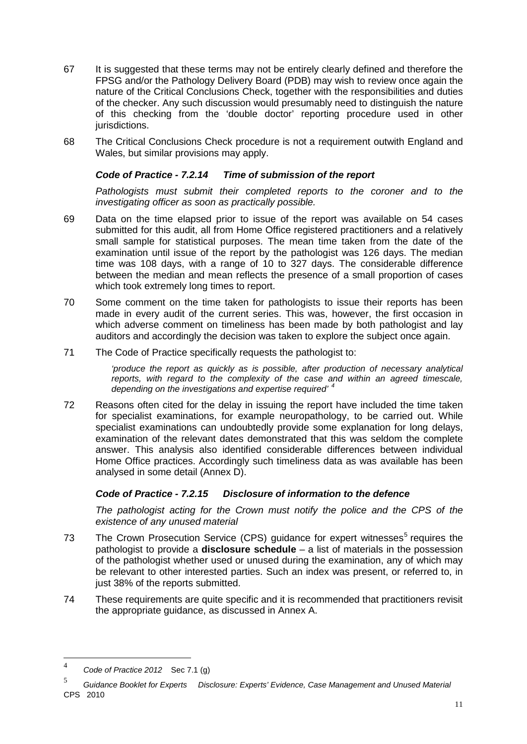67 It is suggested that these terms may not be entirely clearly defined and therefore the FPSG and/or the Pathology Delivery Board (PDB) may wish to review once again the nature of the Critical Conclusions Check, together with the responsibilities and duties of the checker. Any such discussion would presumably need to distinguish the nature of this checking from the 'double doctor' reporting procedure used in other jurisdictions.

68 The Critical Conclusions Check procedure is not a requirement outwith England and Wales, but similar provisions may apply.

### *Code of Practice - 7.2.14 Time of submission of the report*

*Pathologists must submit their completed reports to the coroner and to the investigating officer as soon as practically possible.*

69 Data on the time elapsed prior to issue of the report was available on 54 cases submitted for this audit, all from Home Office registered practitioners and a relatively small sample for statistical purposes. The mean time taken from the date of the examination until issue of the report by the pathologist was 126 days. The median time was 108 days, with a range of 10 to 327 days. The considerable difference between the median and mean reflects the presence of a small proportion of cases which took extremely long times to report.

70 Some comment on the time taken for pathologists to issue their reports has been made in every audit of the current series. This was, however, the first occasion in which adverse comment on timeliness has been made by both pathologist and lay auditors and accordingly the decision was taken to explore the subject once again.

71 The Code of Practice specifically requests the pathologist to:

> *'produce the report as quickly as is possible, after production of necessary analytical reports, with regard to the complexity of the case and within an agreed timescale, depending on the investigations and expertise required'* [4]

72 Reasons often cited for the delay in issuing the report have included the time taken for specialist examinations, for example neuropathology, to be carried out. While specialist examinations can undoubtedly provide some explanation for long delays, examination of the relevant dates demonstrated that this was seldom the complete answer. This analysis also identified considerable differences between individual Home Office practices. Accordingly such timeliness data as was available has been analysed in some detail (Annex D).

### *Code of Practice - 7.2.15 Disclosure of information to the defence*

*The pathologist acting for the Crown must notify the police and the CPS of the existence of any unused material*

73 The Crown Prosecution Service (CPS) guidance for expert witnesses[5] requires the pathologist to provide a **disclosure schedule** – a list of materials in the possession of the pathologist whether used or unused during the examination, any of which may be relevant to other interested parties. Such an index was present, or referred to, in just 38% of the reports submitted.

74 These requirements are quite specific and it is recommended that practitioners revisit the appropriate guidance, as discussed in Annex A.

---

[4] *Code of Practice 2012* Sec 7.1 (g)

[5] *Guidance Booklet for Experts Disclosure: Experts' Evidence, Case Management and Unused Material* CPS 2010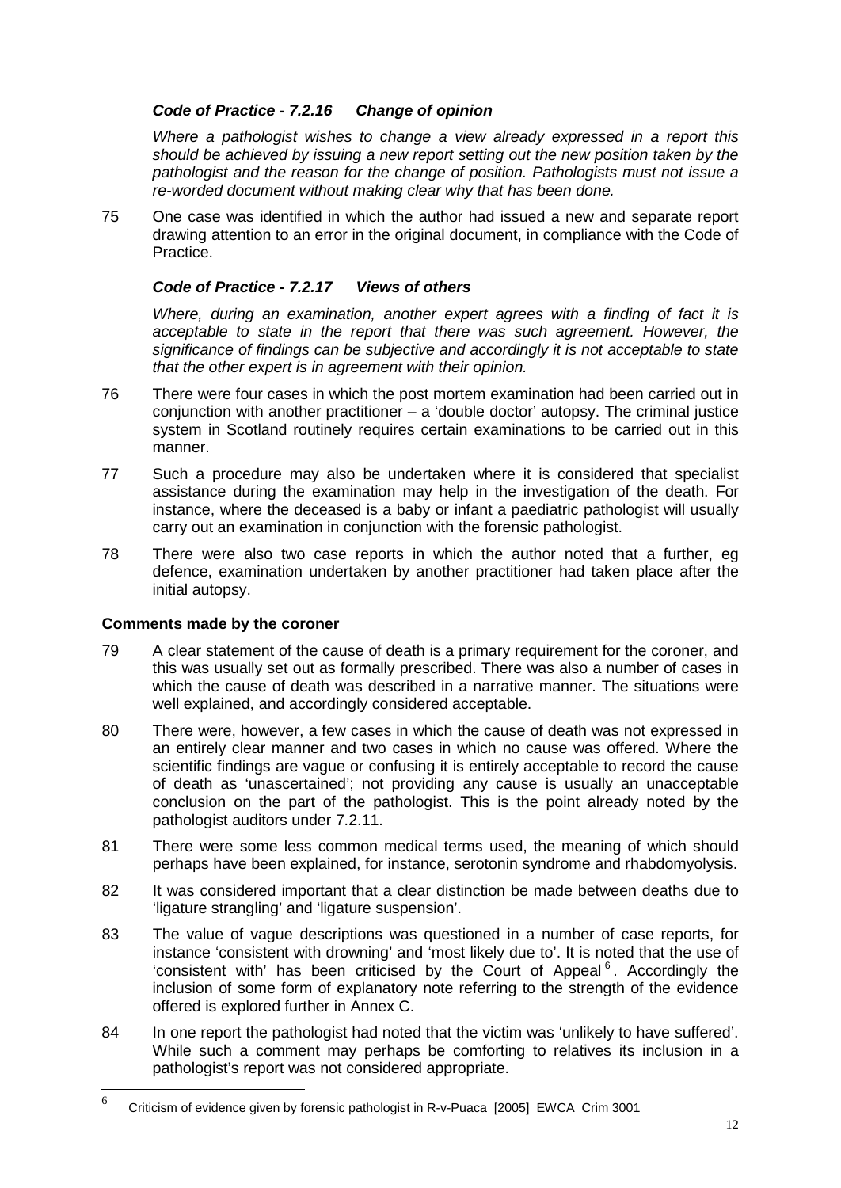***Code of Practice - 7.2.16 Change of opinion***

*Where a pathologist wishes to change a view already expressed in a report this should be achieved by issuing a new report setting out the new position taken by the pathologist and the reason for the change of position. Pathologists must not issue a re-worded document without making clear why that has been done.*

75 One case was identified in which the author had issued a new and separate report drawing attention to an error in the original document, in compliance with the Code of Practice.

***Code of Practice - 7.2.17 Views of others***

*Where, during an examination, another expert agrees with a finding of fact it is acceptable to state in the report that there was such agreement. However, the significance of findings can be subjective and accordingly it is not acceptable to state that the other expert is in agreement with their opinion.*

76 There were four cases in which the post mortem examination had been carried out in conjunction with another practitioner – a 'double doctor' autopsy. The criminal justice system in Scotland routinely requires certain examinations to be carried out in this manner.

77 Such a procedure may also be undertaken where it is considered that specialist assistance during the examination may help in the investigation of the death. For instance, where the deceased is a baby or infant a paediatric pathologist will usually carry out an examination in conjunction with the forensic pathologist.

78 There were also two case reports in which the author noted that a further, eg defence, examination undertaken by another practitioner had taken place after the initial autopsy.

**Comments made by the coroner**

79 A clear statement of the cause of death is a primary requirement for the coroner, and this was usually set out as formally prescribed. There was also a number of cases in which the cause of death was described in a narrative manner. The situations were well explained, and accordingly considered acceptable.

80 There were, however, a few cases in which the cause of death was not expressed in an entirely clear manner and two cases in which no cause was offered. Where the scientific findings are vague or confusing it is entirely acceptable to record the cause of death as 'unascertained'; not providing any cause is usually an unacceptable conclusion on the part of the pathologist. This is the point already noted by the pathologist auditors under 7.2.11.

81 There were some less common medical terms used, the meaning of which should perhaps have been explained, for instance, serotonin syndrome and rhabdomyolysis.

82 It was considered important that a clear distinction be made between deaths due to 'ligature strangling' and 'ligature suspension'.

83 The value of vague descriptions was questioned in a number of case reports, for instance 'consistent with drowning' and 'most likely due to'. It is noted that the use of 'consistent with' has been criticised by the Court of Appeal [6]. Accordingly the inclusion of some form of explanatory note referring to the strength of the evidence offered is explored further in Annex C.

84 In one report the pathologist had noted that the victim was 'unlikely to have suffered'. While such a comment may perhaps be comforting to relatives its inclusion in a pathologist's report was not considered appropriate.

---

[6] Criticism of evidence given by forensic pathologist in R-v-Puaca [2005] EWCA Crim 3001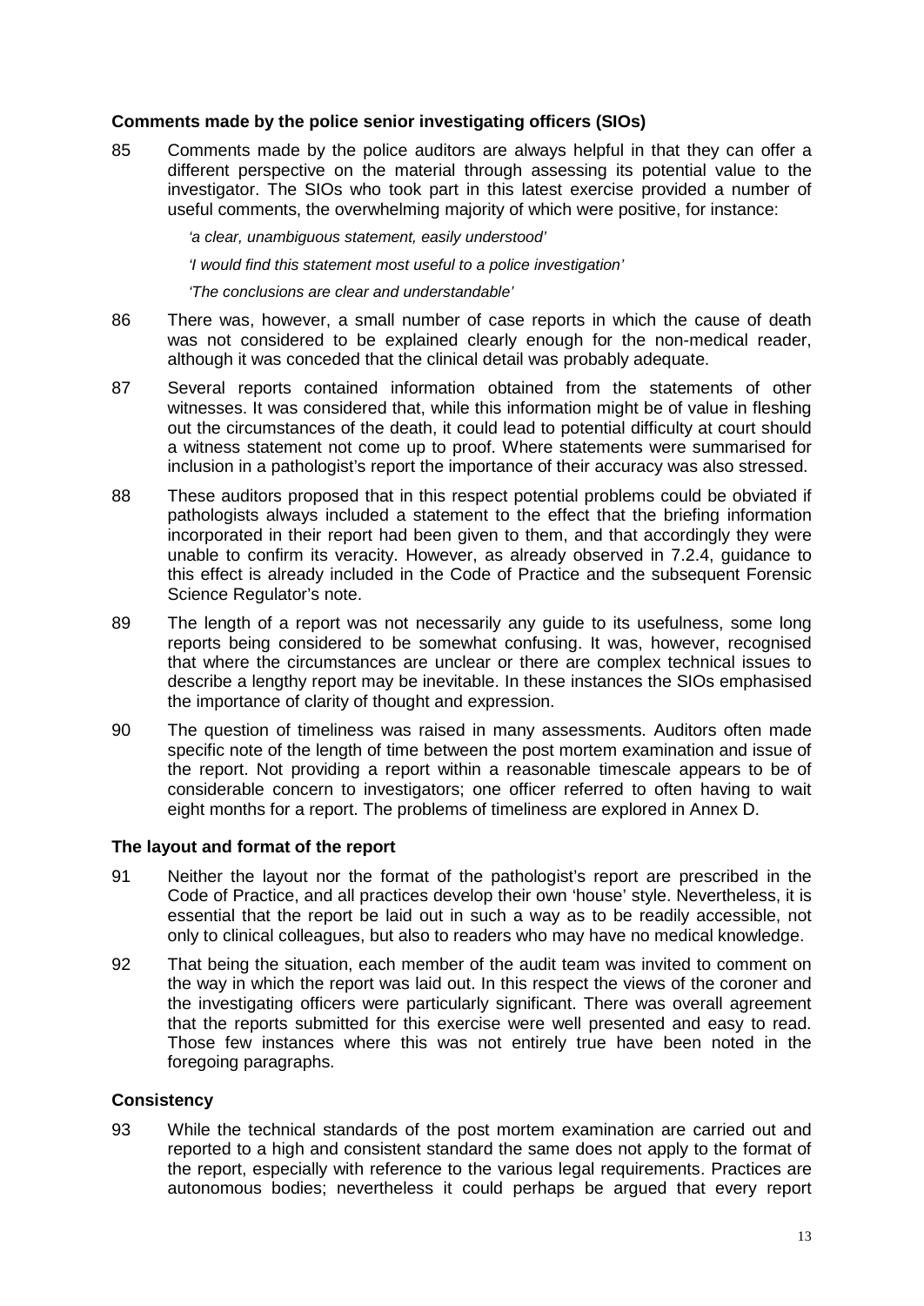### Comments made by the police senior investigating officers (SIOs)

85 Comments made by the police auditors are always helpful in that they can offer a different perspective on the material through assessing its potential value to the investigator. The SIOs who took part in this latest exercise provided a number of useful comments, the overwhelming majority of which were positive, for instance:

*'a clear, unambiguous statement, easily understood'*

*'I would find this statement most useful to a police investigation'*

*'The conclusions are clear and understandable'*

86 There was, however, a small number of case reports in which the cause of death was not considered to be explained clearly enough for the non-medical reader, although it was conceded that the clinical detail was probably adequate.

87 Several reports contained information obtained from the statements of other witnesses. It was considered that, while this information might be of value in fleshing out the circumstances of the death, it could lead to potential difficulty at court should a witness statement not come up to proof. Where statements were summarised for inclusion in a pathologist's report the importance of their accuracy was also stressed.

88 These auditors proposed that in this respect potential problems could be obviated if pathologists always included a statement to the effect that the briefing information incorporated in their report had been given to them, and that accordingly they were unable to confirm its veracity. However, as already observed in 7.2.4, guidance to this effect is already included in the Code of Practice and the subsequent Forensic Science Regulator's note.

89 The length of a report was not necessarily any guide to its usefulness, some long reports being considered to be somewhat confusing. It was, however, recognised that where the circumstances are unclear or there are complex technical issues to describe a lengthy report may be inevitable. In these instances the SIOs emphasised the importance of clarity of thought and expression.

90 The question of timeliness was raised in many assessments. Auditors often made specific note of the length of time between the post mortem examination and issue of the report. Not providing a report within a reasonable timescale appears to be of considerable concern to investigators; one officer referred to often having to wait eight months for a report. The problems of timeliness are explored in Annex D.

### The layout and format of the report

91 Neither the layout nor the format of the pathologist's report are prescribed in the Code of Practice, and all practices develop their own 'house' style. Nevertheless, it is essential that the report be laid out in such a way as to be readily accessible, not only to clinical colleagues, but also to readers who may have no medical knowledge.

92 That being the situation, each member of the audit team was invited to comment on the way in which the report was laid out. In this respect the views of the coroner and the investigating officers were particularly significant. There was overall agreement that the reports submitted for this exercise were well presented and easy to read. Those few instances where this was not entirely true have been noted in the foregoing paragraphs.

### Consistency

93 While the technical standards of the post mortem examination are carried out and reported to a high and consistent standard the same does not apply to the format of the report, especially with reference to the various legal requirements. Practices are autonomous bodies; nevertheless it could perhaps be argued that every report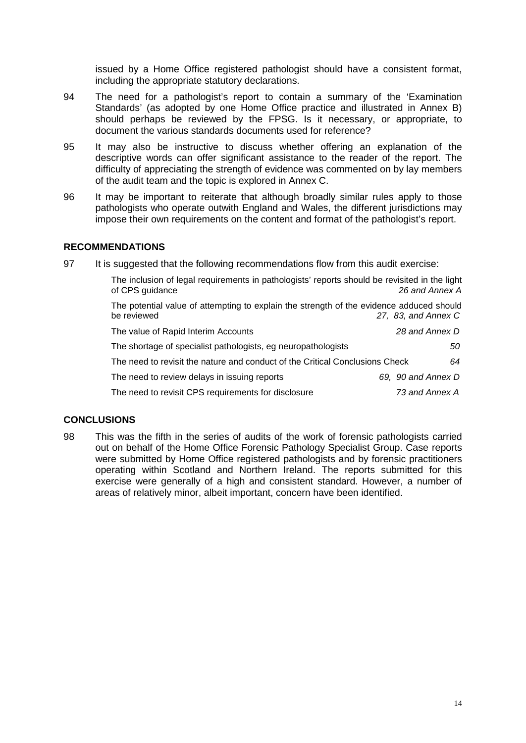issued by a Home Office registered pathologist should have a consistent format, including the appropriate statutory declarations.

94 The need for a pathologist's report to contain a summary of the 'Examination Standards' (as adopted by one Home Office practice and illustrated in Annex B) should perhaps be reviewed by the FPSG. Is it necessary, or appropriate, to document the various standards documents used for reference?

95 It may also be instructive to discuss whether offering an explanation of the descriptive words can offer significant assistance to the reader of the report. The difficulty of appreciating the strength of evidence was commented on by lay members of the audit team and the topic is explored in Annex C.

96 It may be important to reiterate that although broadly similar rules apply to those pathologists who operate outwith England and Wales, the different jurisdictions may impose their own requirements on the content and format of the pathologist's report.

## RECOMMENDATIONS

97 It is suggested that the following recommendations flow from this audit exercise:

| Recommendation | Reference |
|---|---|
| The inclusion of legal requirements in pathologists' reports should be revisited in the light of CPS guidance | *26 and Annex A* |
| The potential value of attempting to explain the strength of the evidence adduced should be reviewed | *27, 83, and Annex C* |
| The value of Rapid Interim Accounts | *28 and Annex D* |
| The shortage of specialist pathologists, eg neuropathologists | *50* |
| The need to revisit the nature and conduct of the Critical Conclusions Check | *64* |
| The need to review delays in issuing reports | *69, 90 and Annex D* |
| The need to revisit CPS requirements for disclosure | *73 and Annex A* |

## CONCLUSIONS

98 This was the fifth in the series of audits of the work of forensic pathologists carried out on behalf of the Home Office Forensic Pathology Specialist Group. Case reports were submitted by Home Office registered pathologists and by forensic practitioners operating within Scotland and Northern Ireland. The reports submitted for this exercise were generally of a high and consistent standard. However, a number of areas of relatively minor, albeit important, concern have been identified.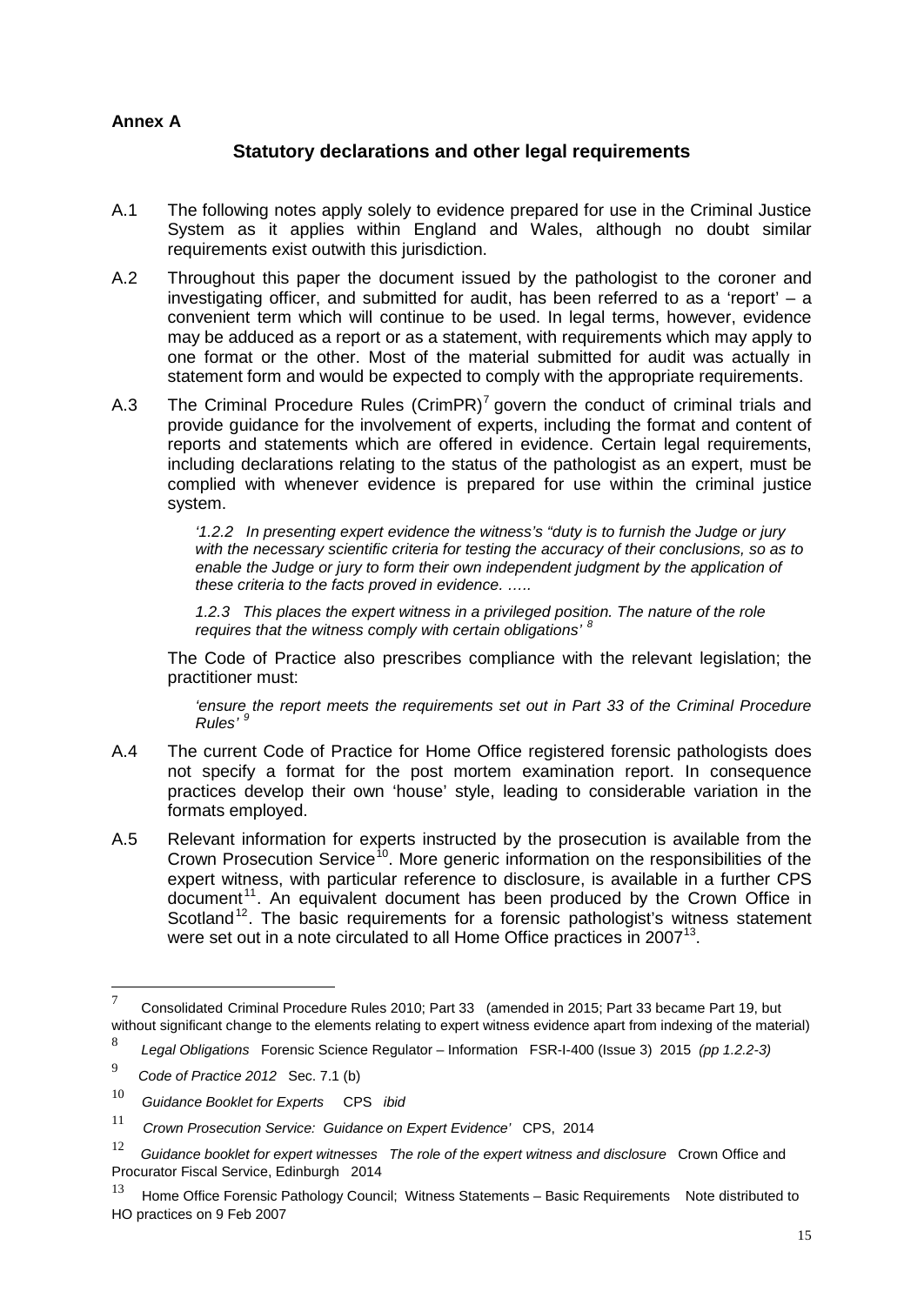**Annex A**

## Statutory declarations and other legal requirements

A.1 The following notes apply solely to evidence prepared for use in the Criminal Justice System as it applies within England and Wales, although no doubt similar requirements exist outwith this jurisdiction.

A.2 Throughout this paper the document issued by the pathologist to the coroner and investigating officer, and submitted for audit, has been referred to as a 'report' – a convenient term which will continue to be used. In legal terms, however, evidence may be adduced as a report or as a statement, with requirements which may apply to one format or the other. Most of the material submitted for audit was actually in statement form and would be expected to comply with the appropriate requirements.

A.3 The Criminal Procedure Rules (CrimPR)[7] govern the conduct of criminal trials and provide guidance for the involvement of experts, including the format and content of reports and statements which are offered in evidence. Certain legal requirements, including declarations relating to the status of the pathologist as an expert, must be complied with whenever evidence is prepared for use within the criminal justice system.

> *'1.2.2 In presenting expert evidence the witness's "duty is to furnish the Judge or jury with the necessary scientific criteria for testing the accuracy of their conclusions, so as to enable the Judge or jury to form their own independent judgment by the application of these criteria to the facts proved in evidence. …..*
>
> *1.2.3 This places the expert witness in a privileged position. The nature of the role requires that the witness comply with certain obligations'* [8]

The Code of Practice also prescribes compliance with the relevant legislation; the practitioner must:

> *'ensure the report meets the requirements set out in Part 33 of the Criminal Procedure Rules'* [9]

A.4 The current Code of Practice for Home Office registered forensic pathologists does not specify a format for the post mortem examination report. In consequence practices develop their own 'house' style, leading to considerable variation in the formats employed.

A.5 Relevant information for experts instructed by the prosecution is available from the Crown Prosecution Service[10]. More generic information on the responsibilities of the expert witness, with particular reference to disclosure, is available in a further CPS document[11]. An equivalent document has been produced by the Crown Office in Scotland[12]. The basic requirements for a forensic pathologist's witness statement were set out in a note circulated to all Home Office practices in 2007[13].

---

[7] Consolidated Criminal Procedure Rules 2010; Part 33 (amended in 2015; Part 33 became Part 19, but without significant change to the elements relating to expert witness evidence apart from indexing of the material)

[8] *Legal Obligations* Forensic Science Regulator – Information FSR-I-400 (Issue 3) 2015 *(pp 1.2.2-3)*

[9] *Code of Practice 2012* Sec. 7.1 (b)

[10] *Guidance Booklet for Experts* CPS *ibid*

[11] *Crown Prosecution Service: Guidance on Expert Evidence'* CPS, 2014

[12] *Guidance booklet for expert witnesses The role of the expert witness and disclosure* Crown Office and Procurator Fiscal Service, Edinburgh 2014

[13] Home Office Forensic Pathology Council; Witness Statements – Basic Requirements Note distributed to HO practices on 9 Feb 2007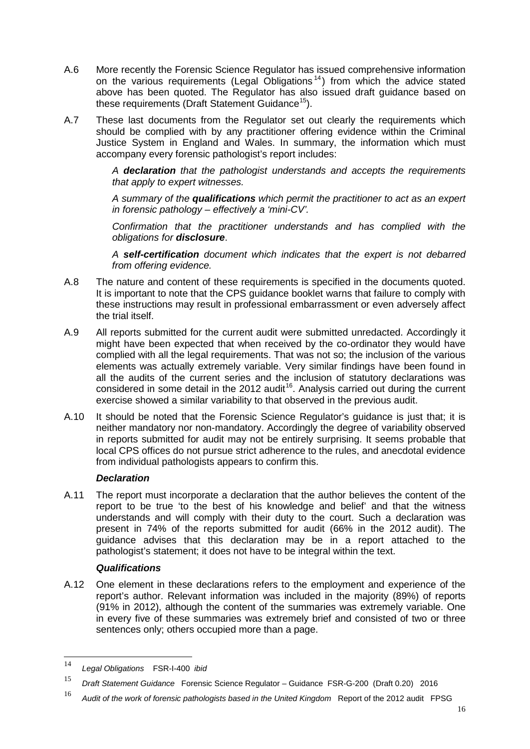A.6 More recently the Forensic Science Regulator has issued comprehensive information on the various requirements (Legal Obligations[14]) from which the advice stated above has been quoted. The Regulator has also issued draft guidance based on these requirements (Draft Statement Guidance[15]).

A.7 These last documents from the Regulator set out clearly the requirements which should be complied with by any practitioner offering evidence within the Criminal Justice System in England and Wales. In summary, the information which must accompany every forensic pathologist's report includes:

> *A **declaration** that the pathologist understands and accepts the requirements that apply to expert witnesses.*
>
> *A summary of the **qualifications** which permit the practitioner to act as an expert in forensic pathology – effectively a 'mini-CV'.*
>
> *Confirmation that the practitioner understands and has complied with the obligations for **disclosure**.*
>
> *A **self-certification** document which indicates that the expert is not debarred from offering evidence.*

A.8 The nature and content of these requirements is specified in the documents quoted. It is important to note that the CPS guidance booklet warns that failure to comply with these instructions may result in professional embarrassment or even adversely affect the trial itself.

A.9 All reports submitted for the current audit were submitted unredacted. Accordingly it might have been expected that when received by the co-ordinator they would have complied with all the legal requirements. That was not so; the inclusion of the various elements was actually extremely variable. Very similar findings have been found in all the audits of the current series and the inclusion of statutory declarations was considered in some detail in the 2012 audit[16]. Analysis carried out during the current exercise showed a similar variability to that observed in the previous audit.

A.10 It should be noted that the Forensic Science Regulator's guidance is just that; it is neither mandatory nor non-mandatory. Accordingly the degree of variability observed in reports submitted for audit may not be entirely surprising. It seems probable that local CPS offices do not pursue strict adherence to the rules, and anecdotal evidence from individual pathologists appears to confirm this.

### *Declaration*

A.11 The report must incorporate a declaration that the author believes the content of the report to be true 'to the best of his knowledge and belief' and that the witness understands and will comply with their duty to the court. Such a declaration was present in 74% of the reports submitted for audit (66% in the 2012 audit). The guidance advises that this declaration may be in a report attached to the pathologist's statement; it does not have to be integral within the text.

### *Qualifications*

A.12 One element in these declarations refers to the employment and experience of the report's author. Relevant information was included in the majority (89%) of reports (91% in 2012), although the content of the summaries was extremely variable. One in every five of these summaries was extremely brief and consisted of two or three sentences only; others occupied more than a page.

---

[14] *Legal Obligations* FSR-I-400 *ibid*

[15] *Draft Statement Guidance* Forensic Science Regulator – Guidance FSR-G-200 (Draft 0.20) 2016

[16] *Audit of the work of forensic pathologists based in the United Kingdom* Report of the 2012 audit FPSG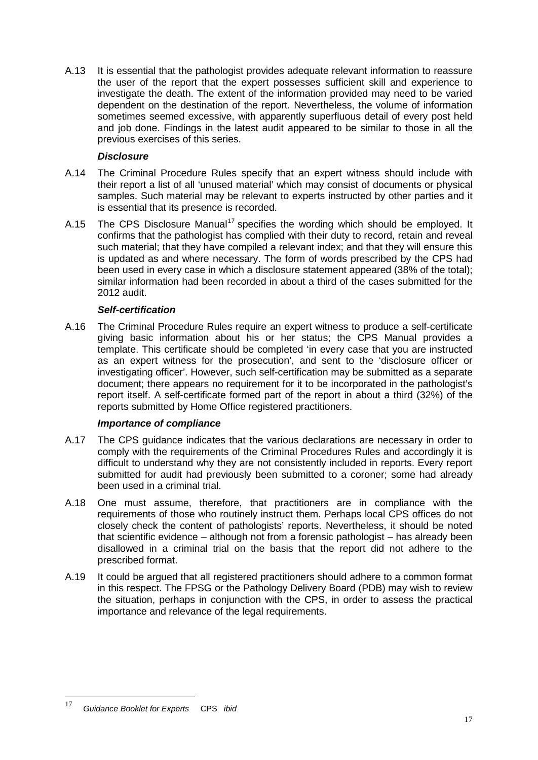A.13 It is essential that the pathologist provides adequate relevant information to reassure the user of the report that the expert possesses sufficient skill and experience to investigate the death. The extent of the information provided may need to be varied dependent on the destination of the report. Nevertheless, the volume of information sometimes seemed excessive, with apparently superfluous detail of every post held and job done. Findings in the latest audit appeared to be similar to those in all the previous exercises of this series.

***Disclosure***

A.14 The Criminal Procedure Rules specify that an expert witness should include with their report a list of all 'unused material' which may consist of documents or physical samples. Such material may be relevant to experts instructed by other parties and it is essential that its presence is recorded.

A.15 The CPS Disclosure Manual[17] specifies the wording which should be employed. It confirms that the pathologist has complied with their duty to record, retain and reveal such material; that they have compiled a relevant index; and that they will ensure this is updated as and where necessary. The form of words prescribed by the CPS had been used in every case in which a disclosure statement appeared (38% of the total); similar information had been recorded in about a third of the cases submitted for the 2012 audit.

***Self-certification***

A.16 The Criminal Procedure Rules require an expert witness to produce a self-certificate giving basic information about his or her status; the CPS Manual provides a template. This certificate should be completed 'in every case that you are instructed as an expert witness for the prosecution', and sent to the 'disclosure officer or investigating officer'. However, such self-certification may be submitted as a separate document; there appears no requirement for it to be incorporated in the pathologist's report itself. A self-certificate formed part of the report in about a third (32%) of the reports submitted by Home Office registered practitioners.

***Importance of compliance***

A.17 The CPS guidance indicates that the various declarations are necessary in order to comply with the requirements of the Criminal Procedures Rules and accordingly it is difficult to understand why they are not consistently included in reports. Every report submitted for audit had previously been submitted to a coroner; some had already been used in a criminal trial.

A.18 One must assume, therefore, that practitioners are in compliance with the requirements of those who routinely instruct them. Perhaps local CPS offices do not closely check the content of pathologists' reports. Nevertheless, it should be noted that scientific evidence – although not from a forensic pathologist – has already been disallowed in a criminal trial on the basis that the report did not adhere to the prescribed format.

A.19 It could be argued that all registered practitioners should adhere to a common format in this respect. The FPSG or the Pathology Delivery Board (PDB) may wish to review the situation, perhaps in conjunction with the CPS, in order to assess the practical importance and relevance of the legal requirements.

---

[17] *Guidance Booklet for Experts* CPS *ibid*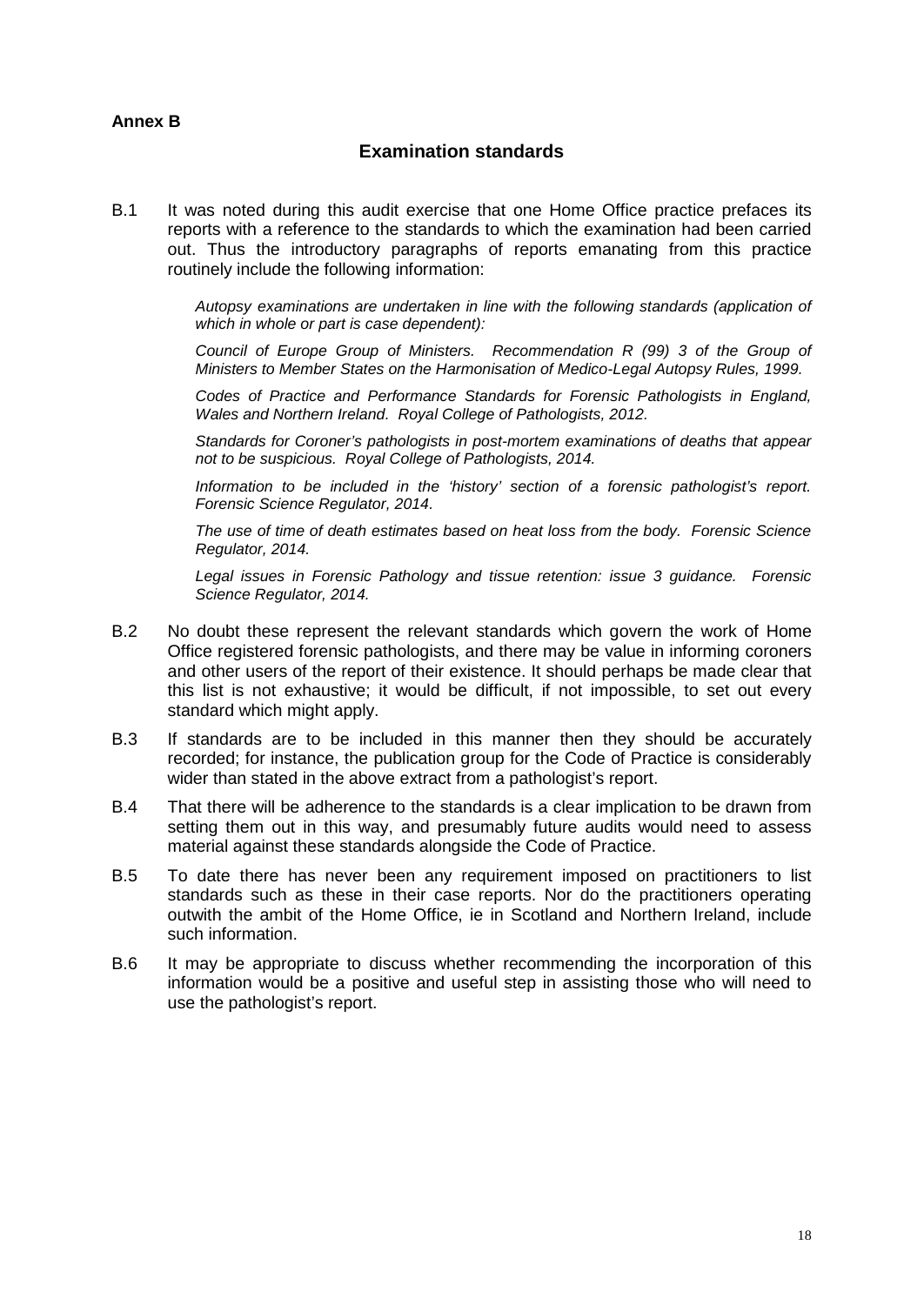**Annex B**

## Examination standards

B.1 It was noted during this audit exercise that one Home Office practice prefaces its reports with a reference to the standards to which the examination had been carried out. Thus the introductory paragraphs of reports emanating from this practice routinely include the following information:

> *Autopsy examinations are undertaken in line with the following standards (application of which in whole or part is case dependent):*
>
> *Council of Europe Group of Ministers. Recommendation R (99) 3 of the Group of Ministers to Member States on the Harmonisation of Medico-Legal Autopsy Rules, 1999.*
>
> *Codes of Practice and Performance Standards for Forensic Pathologists in England, Wales and Northern Ireland. Royal College of Pathologists, 2012.*
>
> *Standards for Coroner's pathologists in post-mortem examinations of deaths that appear not to be suspicious. Royal College of Pathologists, 2014.*
>
> *Information to be included in the 'history' section of a forensic pathologist's report. Forensic Science Regulator, 2014.*
>
> *The use of time of death estimates based on heat loss from the body. Forensic Science Regulator, 2014.*
>
> *Legal issues in Forensic Pathology and tissue retention: issue 3 guidance. Forensic Science Regulator, 2014.*

B.2 No doubt these represent the relevant standards which govern the work of Home Office registered forensic pathologists, and there may be value in informing coroners and other users of the report of their existence. It should perhaps be made clear that this list is not exhaustive; it would be difficult, if not impossible, to set out every standard which might apply.

B.3 If standards are to be included in this manner then they should be accurately recorded; for instance, the publication group for the Code of Practice is considerably wider than stated in the above extract from a pathologist's report.

B.4 That there will be adherence to the standards is a clear implication to be drawn from setting them out in this way, and presumably future audits would need to assess material against these standards alongside the Code of Practice.

B.5 To date there has never been any requirement imposed on practitioners to list standards such as these in their case reports. Nor do the practitioners operating outwith the ambit of the Home Office, ie in Scotland and Northern Ireland, include such information.

B.6 It may be appropriate to discuss whether recommending the incorporation of this information would be a positive and useful step in assisting those who will need to use the pathologist's report.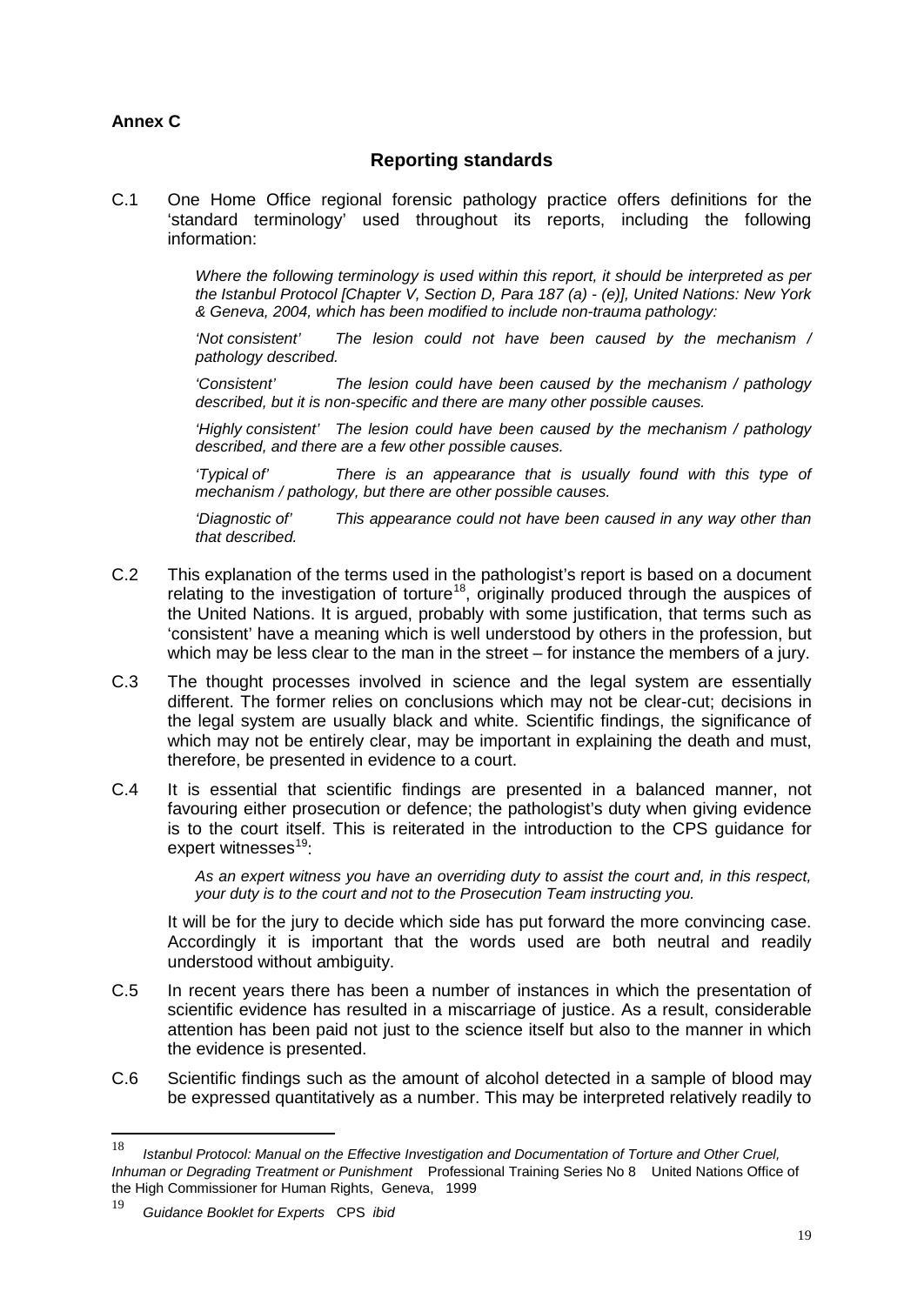**Annex C**

## Reporting standards

C.1 One Home Office regional forensic pathology practice offers definitions for the 'standard terminology' used throughout its reports, including the following information:

> *Where the following terminology is used within this report, it should be interpreted as per the Istanbul Protocol [Chapter V, Section D, Para 187 (a) - (e)], United Nations: New York & Geneva, 2004, which has been modified to include non-trauma pathology:*
>
> *'Not consistent'* *The lesion could not have been caused by the mechanism / pathology described.*
>
> *'Consistent'* *The lesion could have been caused by the mechanism / pathology described, but it is non-specific and there are many other possible causes.*
>
> *'Highly consistent'* *The lesion could have been caused by the mechanism / pathology described, and there are a few other possible causes.*
>
> *'Typical of'* *There is an appearance that is usually found with this type of mechanism / pathology, but there are other possible causes.*
>
> *'Diagnostic of'* *This appearance could not have been caused in any way other than that described.*

C.2 This explanation of the terms used in the pathologist's report is based on a document relating to the investigation of torture[18], originally produced through the auspices of the United Nations. It is argued, probably with some justification, that terms such as 'consistent' have a meaning which is well understood by others in the profession, but which may be less clear to the man in the street – for instance the members of a jury.

C.3 The thought processes involved in science and the legal system are essentially different. The former relies on conclusions which may not be clear-cut; decisions in the legal system are usually black and white. Scientific findings, the significance of which may not be entirely clear, may be important in explaining the death and must, therefore, be presented in evidence to a court.

C.4 It is essential that scientific findings are presented in a balanced manner, not favouring either prosecution or defence; the pathologist's duty when giving evidence is to the court itself. This is reiterated in the introduction to the CPS guidance for expert witnesses[19]:

> *As an expert witness you have an overriding duty to assist the court and, in this respect, your duty is to the court and not to the Prosecution Team instructing you.*

It will be for the jury to decide which side has put forward the more convincing case. Accordingly it is important that the words used are both neutral and readily understood without ambiguity.

C.5 In recent years there has been a number of instances in which the presentation of scientific evidence has resulted in a miscarriage of justice. As a result, considerable attention has been paid not just to the science itself but also to the manner in which the evidence is presented.

C.6 Scientific findings such as the amount of alcohol detected in a sample of blood may be expressed quantitatively as a number. This may be interpreted relatively readily to

---

[18] *Istanbul Protocol: Manual on the Effective Investigation and Documentation of Torture and Other Cruel, Inhuman or Degrading Treatment or Punishment* Professional Training Series No 8 United Nations Office of the High Commissioner for Human Rights, Geneva, 1999

[19] *Guidance Booklet for Experts* CPS *ibid*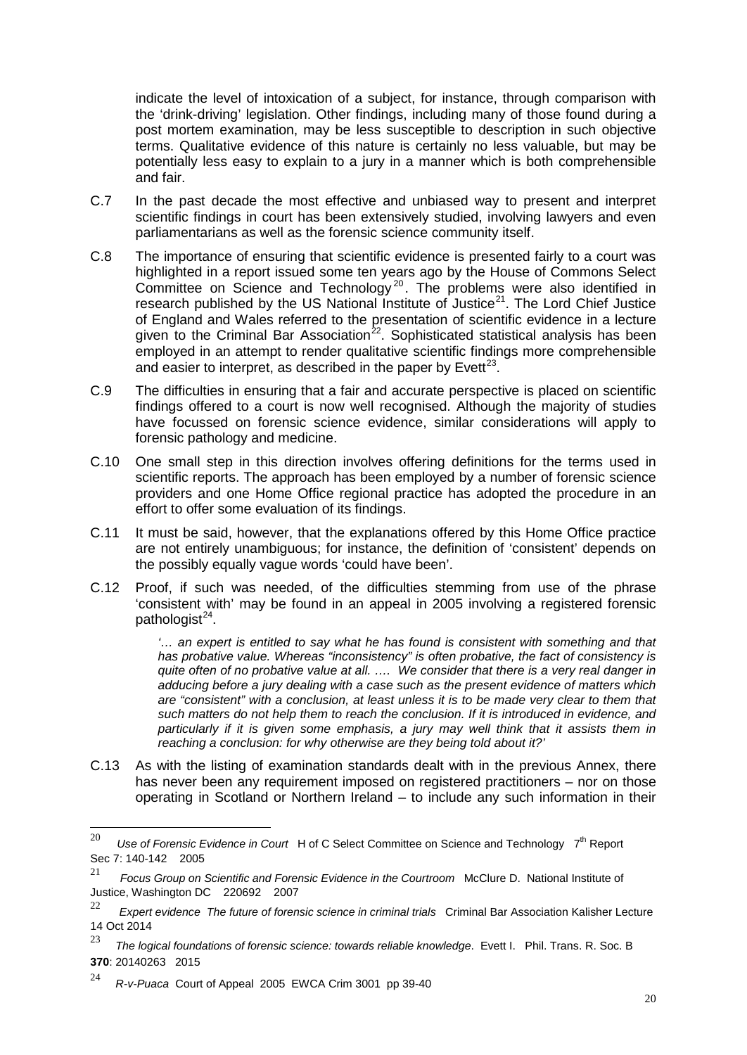indicate the level of intoxication of a subject, for instance, through comparison with the 'drink-driving' legislation. Other findings, including many of those found during a post mortem examination, may be less susceptible to description in such objective terms. Qualitative evidence of this nature is certainly no less valuable, but may be potentially less easy to explain to a jury in a manner which is both comprehensible and fair.

C.7 In the past decade the most effective and unbiased way to present and interpret scientific findings in court has been extensively studied, involving lawyers and even parliamentarians as well as the forensic science community itself.

C.8 The importance of ensuring that scientific evidence is presented fairly to a court was highlighted in a report issued some ten years ago by the House of Commons Select Committee on Science and Technology[20]. The problems were also identified in research published by the US National Institute of Justice[21]. The Lord Chief Justice of England and Wales referred to the presentation of scientific evidence in a lecture given to the Criminal Bar Association[22]. Sophisticated statistical analysis has been employed in an attempt to render qualitative scientific findings more comprehensible and easier to interpret, as described in the paper by Evett[23].

C.9 The difficulties in ensuring that a fair and accurate perspective is placed on scientific findings offered to a court is now well recognised. Although the majority of studies have focussed on forensic science evidence, similar considerations will apply to forensic pathology and medicine.

C.10 One small step in this direction involves offering definitions for the terms used in scientific reports. The approach has been employed by a number of forensic science providers and one Home Office regional practice has adopted the procedure in an effort to offer some evaluation of its findings.

C.11 It must be said, however, that the explanations offered by this Home Office practice are not entirely unambiguous; for instance, the definition of 'consistent' depends on the possibly equally vague words 'could have been'.

C.12 Proof, if such was needed, of the difficulties stemming from use of the phrase 'consistent with' may be found in an appeal in 2005 involving a registered forensic pathologist[24].

> *'… an expert is entitled to say what he has found is consistent with something and that has probative value. Whereas "inconsistency" is often probative, the fact of consistency is quite often of no probative value at all. …. We consider that there is a very real danger in adducing before a jury dealing with a case such as the present evidence of matters which are "consistent" with a conclusion, at least unless it is to be made very clear to them that such matters do not help them to reach the conclusion. If it is introduced in evidence, and particularly if it is given some emphasis, a jury may well think that it assists them in reaching a conclusion: for why otherwise are they being told about it?'*

C.13 As with the listing of examination standards dealt with in the previous Annex, there has never been any requirement imposed on registered practitioners – nor on those operating in Scotland or Northern Ireland – to include any such information in their

---

[20] *Use of Forensic Evidence in Court* H of C Select Committee on Science and Technology 7th Report Sec 7: 140-142 2005

[21] *Focus Group on Scientific and Forensic Evidence in the Courtroom* McClure D. National Institute of Justice, Washington DC 220692 2007

[22] *Expert evidence The future of forensic science in criminal trials* Criminal Bar Association Kalisher Lecture 14 Oct 2014

[23] *The logical foundations of forensic science: towards reliable knowledge*. Evett I. Phil. Trans. R. Soc. B **370**: 20140263 2015

[24] *R-v-Puaca* Court of Appeal 2005 EWCA Crim 3001 pp 39-40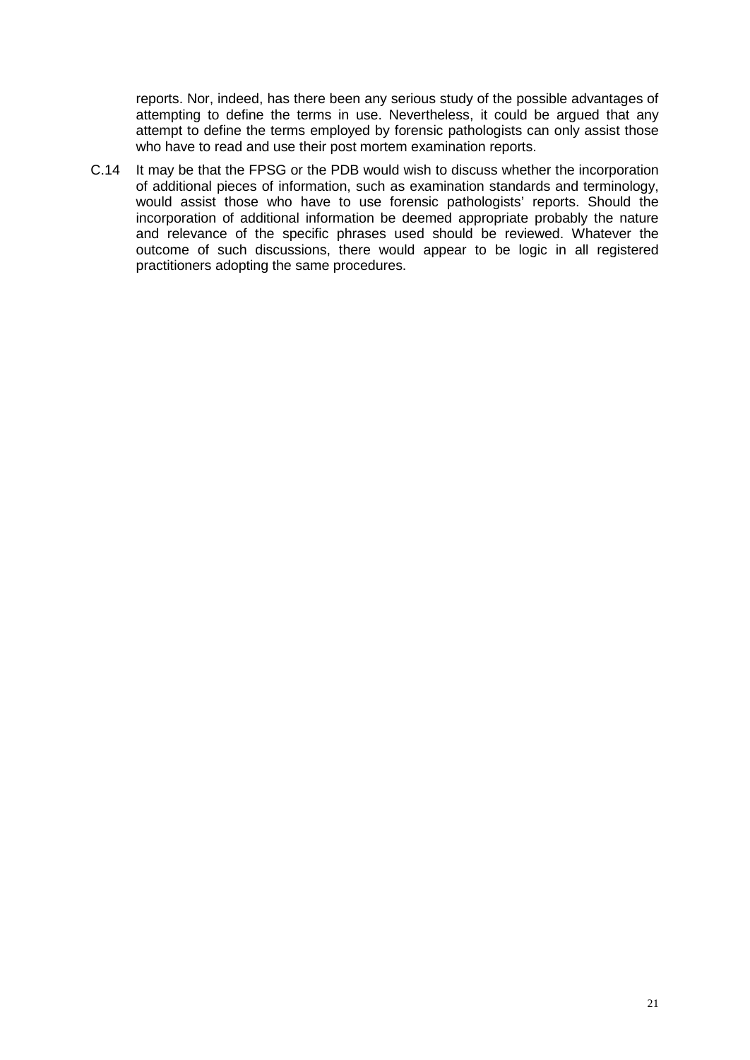reports. Nor, indeed, has there been any serious study of the possible advantages of attempting to define the terms in use. Nevertheless, it could be argued that any attempt to define the terms employed by forensic pathologists can only assist those who have to read and use their post mortem examination reports.

C.14 It may be that the FPSG or the PDB would wish to discuss whether the incorporation of additional pieces of information, such as examination standards and terminology, would assist those who have to use forensic pathologists' reports. Should the incorporation of additional information be deemed appropriate probably the nature and relevance of the specific phrases used should be reviewed. Whatever the outcome of such discussions, there would appear to be logic in all registered practitioners adopting the same procedures.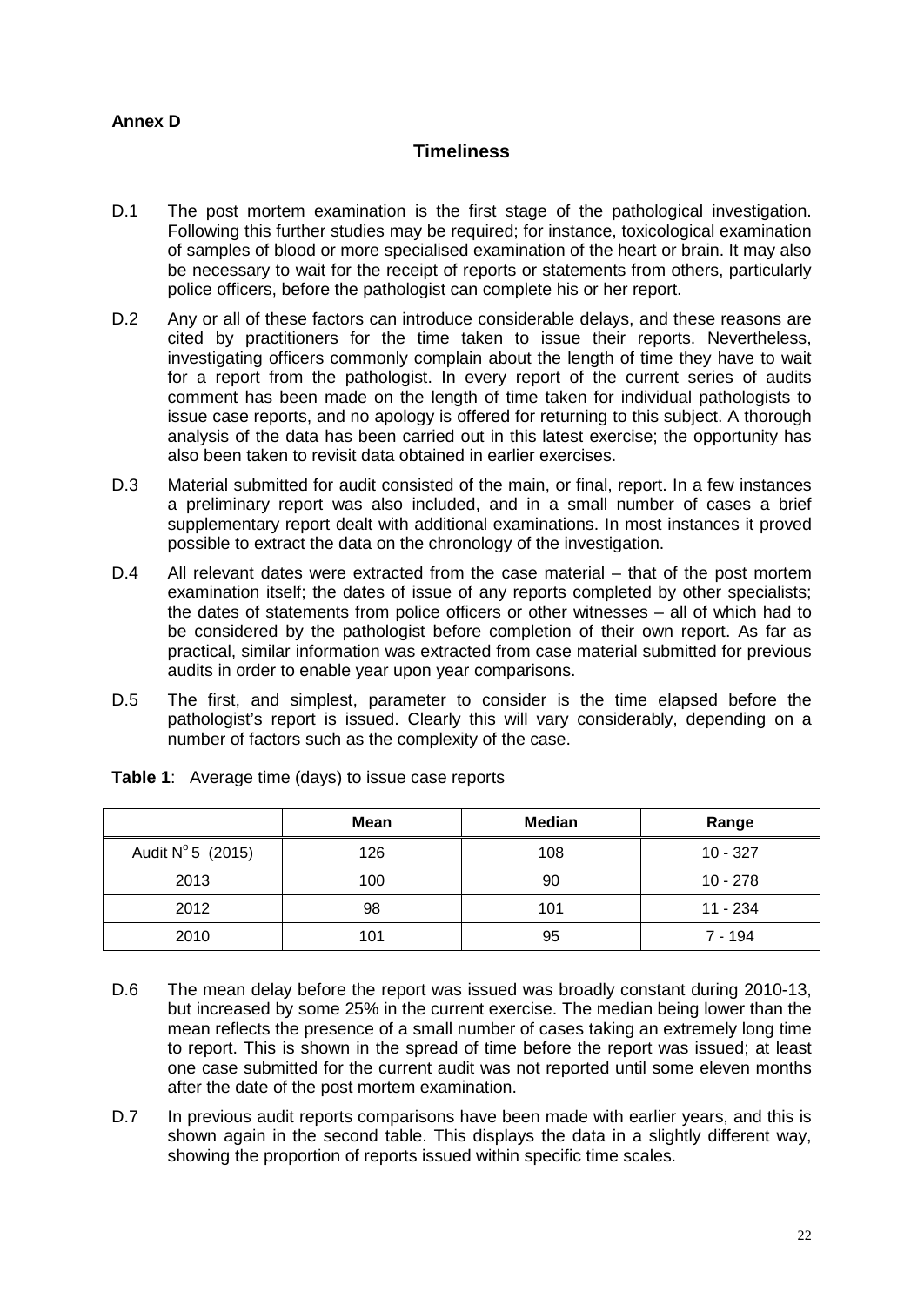**Annex D**

## Timeliness

D.1 The post mortem examination is the first stage of the pathological investigation. Following this further studies may be required; for instance, toxicological examination of samples of blood or more specialised examination of the heart or brain. It may also be necessary to wait for the receipt of reports or statements from others, particularly police officers, before the pathologist can complete his or her report.

D.2 Any or all of these factors can introduce considerable delays, and these reasons are cited by practitioners for the time taken to issue their reports. Nevertheless, investigating officers commonly complain about the length of time they have to wait for a report from the pathologist. In every report of the current series of audits comment has been made on the length of time taken for individual pathologists to issue case reports, and no apology is offered for returning to this subject. A thorough analysis of the data has been carried out in this latest exercise; the opportunity has also been taken to revisit data obtained in earlier exercises.

D.3 Material submitted for audit consisted of the main, or final, report. In a few instances a preliminary report was also included, and in a small number of cases a brief supplementary report dealt with additional examinations. In most instances it proved possible to extract the data on the chronology of the investigation.

D.4 All relevant dates were extracted from the case material – that of the post mortem examination itself; the dates of issue of any reports completed by other specialists; the dates of statements from police officers or other witnesses – all of which had to be considered by the pathologist before completion of their own report. As far as practical, similar information was extracted from case material submitted for previous audits in order to enable year upon year comparisons.

D.5 The first, and simplest, parameter to consider is the time elapsed before the pathologist's report is issued. Clearly this will vary considerably, depending on a number of factors such as the complexity of the case.

**Table 1**: Average time (days) to issue case reports

| | Mean | Median | Range |
|---|---|---|---|
| Audit N° 5 (2015) | 126 | 108 | 10 - 327 |
| 2013 | 100 | 90 | 10 - 278 |
| 2012 | 98 | 101 | 11 - 234 |
| 2010 | 101 | 95 | 7 - 194 |

D.6 The mean delay before the report was issued was broadly constant during 2010-13, but increased by some 25% in the current exercise. The median being lower than the mean reflects the presence of a small number of cases taking an extremely long time to report. This is shown in the spread of time before the report was issued; at least one case submitted for the current audit was not reported until some eleven months after the date of the post mortem examination.

D.7 In previous audit reports comparisons have been made with earlier years, and this is shown again in the second table. This displays the data in a slightly different way, showing the proportion of reports issued within specific time scales.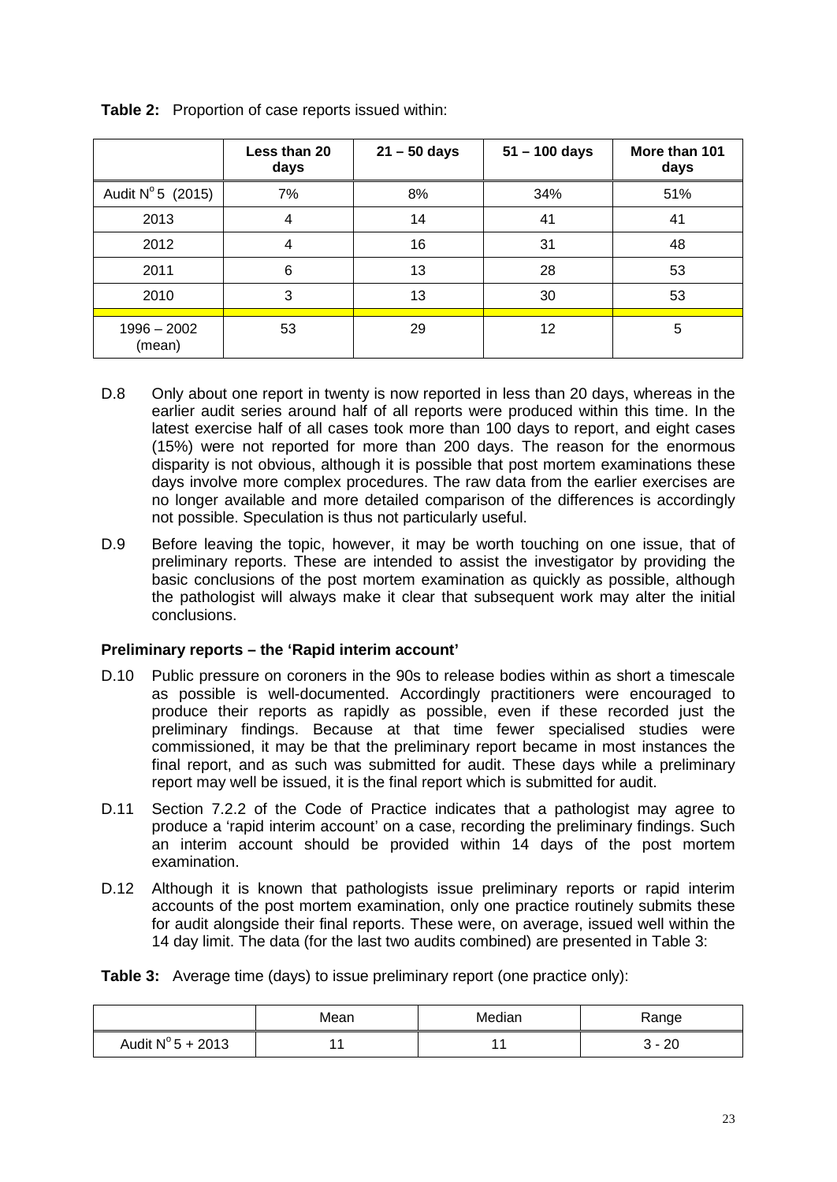**Table 2:** Proportion of case reports issued within:

| | Less than 20 days | 21 – 50 days | 51 – 100 days | More than 101 days |
|---|---|---|---|---|
| Audit N$^{o}$5 (2015) | 7% | 8% | 34% | 51% |
| 2013 | 4 | 14 | 41 | 41 |
| 2012 | 4 | 16 | 31 | 48 |
| 2011 | 6 | 13 | 28 | 53 |
| 2010 | 3 | 13 | 30 | 53 |
| 1996 – 2002 (mean) | 53 | 29 | 12 | 5 |

D.8 Only about one report in twenty is now reported in less than 20 days, whereas in the earlier audit series around half of all reports were produced within this time. In the latest exercise half of all cases took more than 100 days to report, and eight cases (15%) were not reported for more than 200 days. The reason for the enormous disparity is not obvious, although it is possible that post mortem examinations these days involve more complex procedures. The raw data from the earlier exercises are no longer available and more detailed comparison of the differences is accordingly not possible. Speculation is thus not particularly useful.

D.9 Before leaving the topic, however, it may be worth touching on one issue, that of preliminary reports. These are intended to assist the investigator by providing the basic conclusions of the post mortem examination as quickly as possible, although the pathologist will always make it clear that subsequent work may alter the initial conclusions.

**Preliminary reports – the 'Rapid interim account'**

D.10 Public pressure on coroners in the 90s to release bodies within as short a timescale as possible is well-documented. Accordingly practitioners were encouraged to produce their reports as rapidly as possible, even if these recorded just the preliminary findings. Because at that time fewer specialised studies were commissioned, it may be that the preliminary report became in most instances the final report, and as such was submitted for audit. These days while a preliminary report may well be issued, it is the final report which is submitted for audit.

D.11 Section 7.2.2 of the Code of Practice indicates that a pathologist may agree to produce a 'rapid interim account' on a case, recording the preliminary findings. Such an interim account should be provided within 14 days of the post mortem examination.

D.12 Although it is known that pathologists issue preliminary reports or rapid interim accounts of the post mortem examination, only one practice routinely submits these for audit alongside their final reports. These were, on average, issued well within the 14 day limit. The data (for the last two audits combined) are presented in Table 3:

**Table 3:** Average time (days) to issue preliminary report (one practice only):

| | Mean | Median | Range |
|---|---|---|---|
| Audit N$^{o}$5 + 2013 | 11 | 11 | 3 - 20 |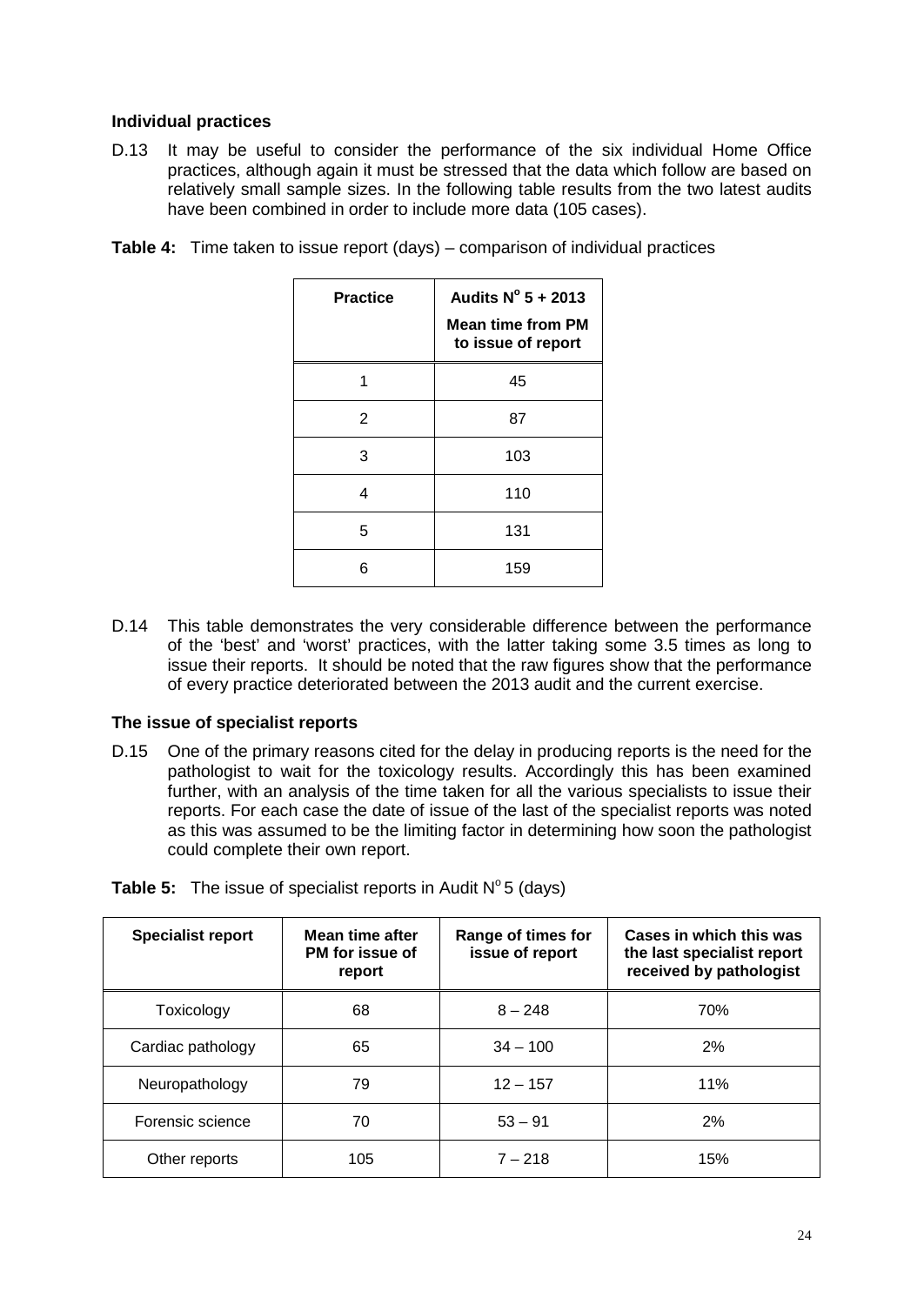### Individual practices

D.13 It may be useful to consider the performance of the six individual Home Office practices, although again it must be stressed that the data which follow are based on relatively small sample sizes. In the following table results from the two latest audits have been combined in order to include more data (105 cases).

**Table 4:** Time taken to issue report (days) – comparison of individual practices

| Practice | Audits N$^{o}$ 5 + 2013 Mean time from PM to issue of report |
|---|---|
| 1 | 45 |
| 2 | 87 |
| 3 | 103 |
| 4 | 110 |
| 5 | 131 |
| 6 | 159 |

D.14 This table demonstrates the very considerable difference between the performance of the 'best' and 'worst' practices, with the latter taking some 3.5 times as long to issue their reports. It should be noted that the raw figures show that the performance of every practice deteriorated between the 2013 audit and the current exercise.

### The issue of specialist reports

D.15 One of the primary reasons cited for the delay in producing reports is the need for the pathologist to wait for the toxicology results. Accordingly this has been examined further, with an analysis of the time taken for all the various specialists to issue their reports. For each case the date of issue of the last of the specialist reports was noted as this was assumed to be the limiting factor in determining how soon the pathologist could complete their own report.

**Table 5:** The issue of specialist reports in Audit N$^{o}$ 5 (days)

| Specialist report | Mean time after PM for issue of report | Range of times for issue of report | Cases in which this was the last specialist report received by pathologist |
|---|---|---|---|
| Toxicology | 68 | 8 – 248 | 70% |
| Cardiac pathology | 65 | 34 – 100 | 2% |
| Neuropathology | 79 | 12 – 157 | 11% |
| Forensic science | 70 | 53 – 91 | 2% |
| Other reports | 105 | 7 – 218 | 15% |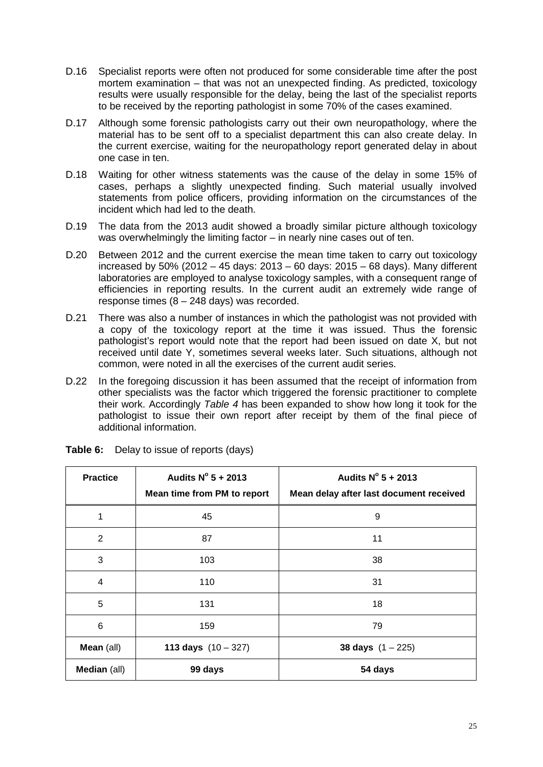D.16 Specialist reports were often not produced for some considerable time after the post mortem examination – that was not an unexpected finding. As predicted, toxicology results were usually responsible for the delay, being the last of the specialist reports to be received by the reporting pathologist in some 70% of the cases examined.

D.17 Although some forensic pathologists carry out their own neuropathology, where the material has to be sent off to a specialist department this can also create delay. In the current exercise, waiting for the neuropathology report generated delay in about one case in ten.

D.18 Waiting for other witness statements was the cause of the delay in some 15% of cases, perhaps a slightly unexpected finding. Such material usually involved statements from police officers, providing information on the circumstances of the incident which had led to the death.

D.19 The data from the 2013 audit showed a broadly similar picture although toxicology was overwhelmingly the limiting factor – in nearly nine cases out of ten.

D.20 Between 2012 and the current exercise the mean time taken to carry out toxicology increased by 50% (2012 – 45 days: 2013 – 60 days: 2015 – 68 days). Many different laboratories are employed to analyse toxicology samples, with a consequent range of efficiencies in reporting results. In the current audit an extremely wide range of response times (8 – 248 days) was recorded.

D.21 There was also a number of instances in which the pathologist was not provided with a copy of the toxicology report at the time it was issued. Thus the forensic pathologist's report would note that the report had been issued on date X, but not received until date Y, sometimes several weeks later. Such situations, although not common, were noted in all the exercises of the current audit series.

D.22 In the foregoing discussion it has been assumed that the receipt of information from other specialists was the factor which triggered the forensic practitioner to complete their work. Accordingly *Table 4* has been expanded to show how long it took for the pathologist to issue their own report after receipt by them of the final piece of additional information.

**Table 6:** Delay to issue of reports (days)

| **Practice** | **Audits N° 5 + 2013**<br>**Mean time from PM to report** | **Audits N° 5 + 2013**<br>**Mean delay after last document received** |
|---|---|---|
| 1 | 45 | 9 |
| 2 | 87 | 11 |
| 3 | 103 | 38 |
| 4 | 110 | 31 |
| 5 | 131 | 18 |
| 6 | 159 | 79 |
| **Mean** (all) | **113 days** (10 – 327) | **38 days** (1 – 225) |
| **Median** (all) | **99 days** | **54 days** |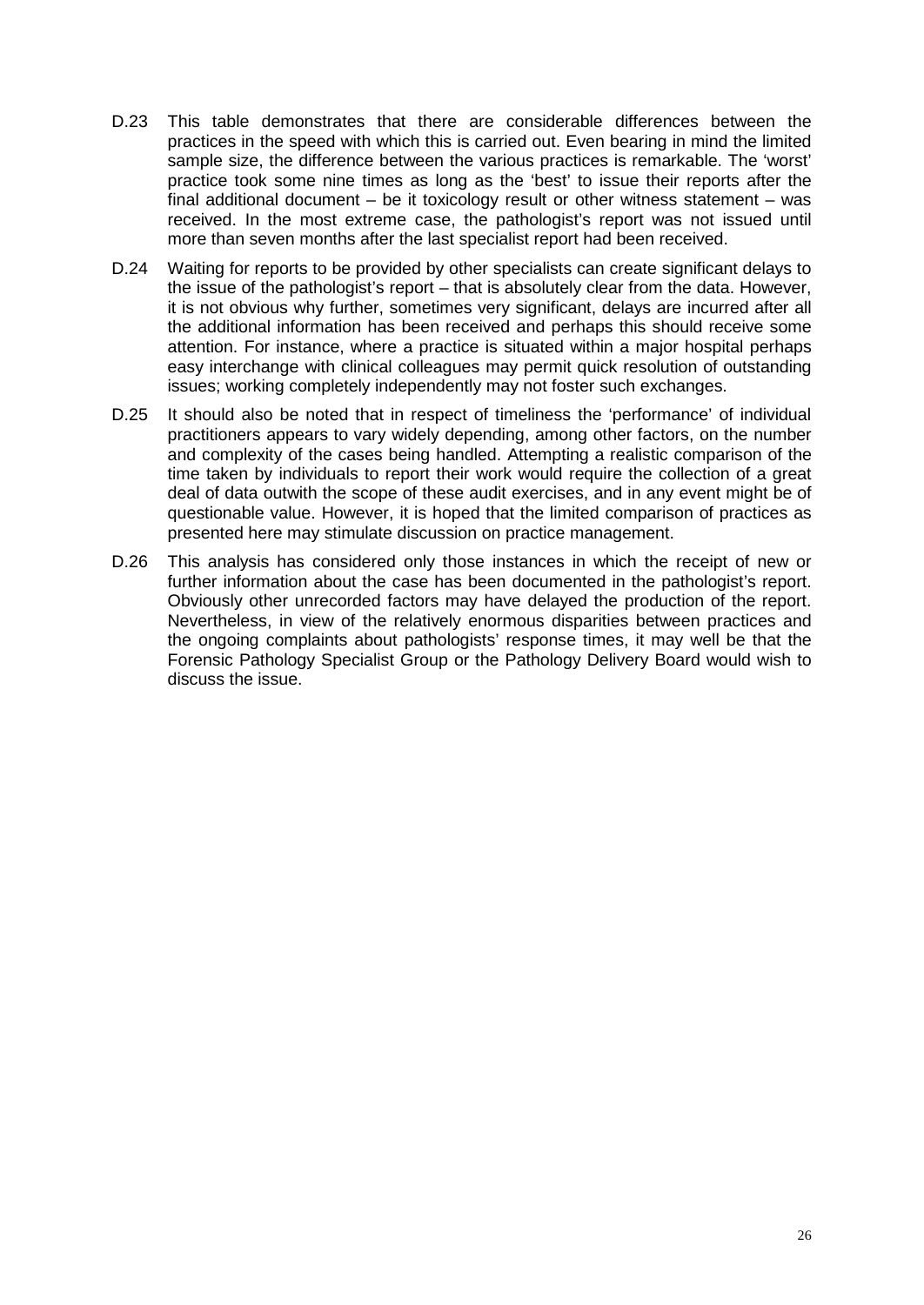D.23 This table demonstrates that there are considerable differences between the practices in the speed with which this is carried out. Even bearing in mind the limited sample size, the difference between the various practices is remarkable. The 'worst' practice took some nine times as long as the 'best' to issue their reports after the final additional document – be it toxicology result or other witness statement – was received. In the most extreme case, the pathologist's report was not issued until more than seven months after the last specialist report had been received.

D.24 Waiting for reports to be provided by other specialists can create significant delays to the issue of the pathologist's report – that is absolutely clear from the data. However, it is not obvious why further, sometimes very significant, delays are incurred after all the additional information has been received and perhaps this should receive some attention. For instance, where a practice is situated within a major hospital perhaps easy interchange with clinical colleagues may permit quick resolution of outstanding issues; working completely independently may not foster such exchanges.

D.25 It should also be noted that in respect of timeliness the 'performance' of individual practitioners appears to vary widely depending, among other factors, on the number and complexity of the cases being handled. Attempting a realistic comparison of the time taken by individuals to report their work would require the collection of a great deal of data outwith the scope of these audit exercises, and in any event might be of questionable value. However, it is hoped that the limited comparison of practices as presented here may stimulate discussion on practice management.

D.26 This analysis has considered only those instances in which the receipt of new or further information about the case has been documented in the pathologist's report. Obviously other unrecorded factors may have delayed the production of the report. Nevertheless, in view of the relatively enormous disparities between practices and the ongoing complaints about pathologists' response times, it may well be that the Forensic Pathology Specialist Group or the Pathology Delivery Board would wish to discuss the issue.